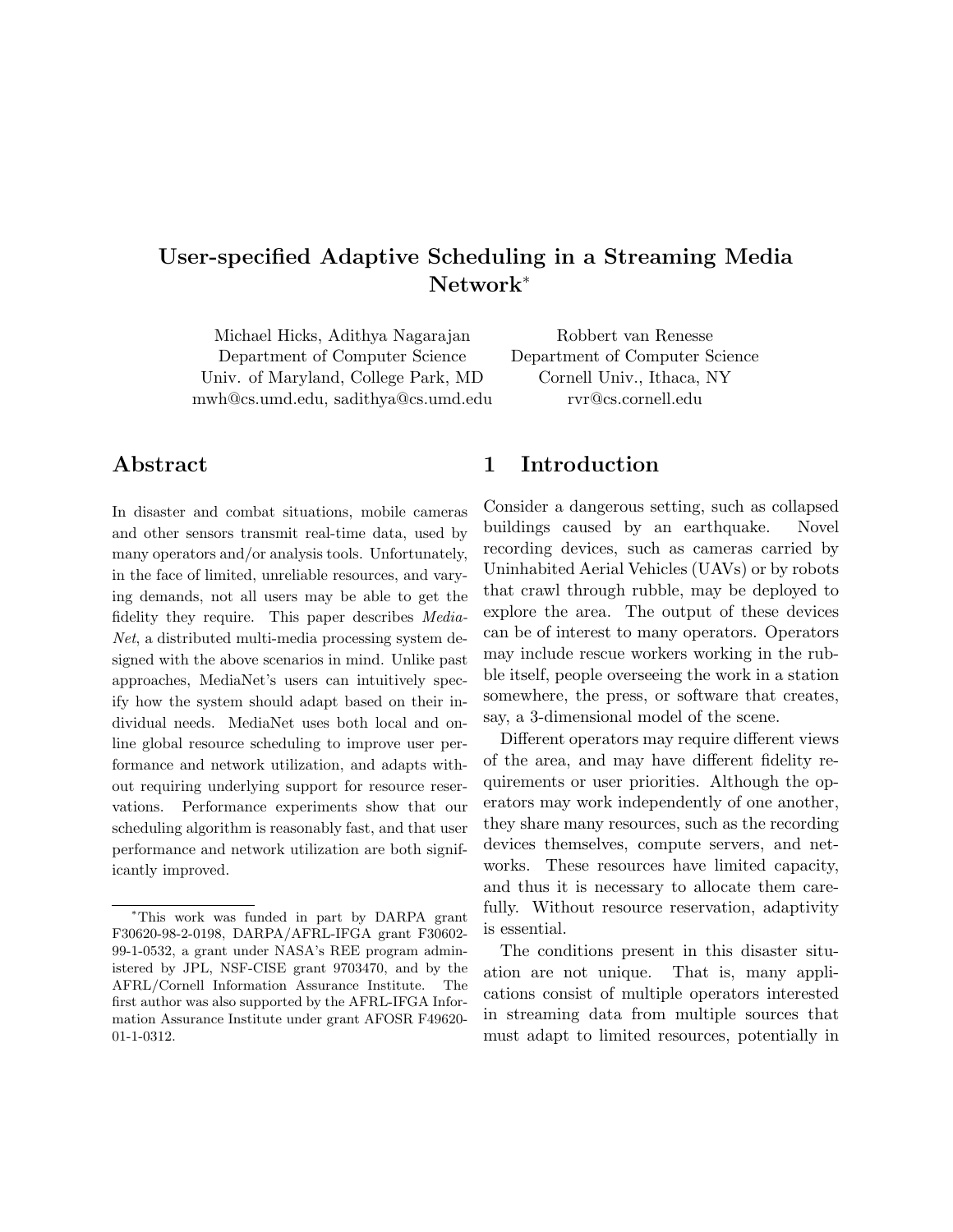# User-specified Adaptive Scheduling in a Streaming Media Network*

Michael Hicks, Adithya Nagarajan
Department of Computer Science
Univ. of Maryland, College Park, MD
mwh@cs.umd.edu, sadithya@cs.umd.edu

Robbert van Renesse
Department of Computer Science
Cornell Univ., Ithaca, NY
rvr@cs.cornell.edu

## Abstract

In disaster and combat situations, mobile cameras and other sensors transmit real-time data, used by many operators and/or analysis tools. Unfortunately, in the face of limited, unreliable resources, and varying demands, not all users may be able to get the fidelity they require. This paper describes *MediaNet*, a distributed multi-media processing system designed with the above scenarios in mind. Unlike past approaches, MediaNet's users can intuitively specify how the system should adapt based on their individual needs. MediaNet uses both local and online global resource scheduling to improve user performance and network utilization, and adapts without requiring underlying support for resource reservations. Performance experiments show that our scheduling algorithm is reasonably fast, and that user performance and network utilization are both significantly improved.

*This work was funded in part by DARPA grant F30620-98-2-0198, DARPA/AFRL-IFGA grant F30602-99-1-0532, a grant under NASA's REE program administered by JPL, NSF-CISE grant 9703470, and by the AFRL/Cornell Information Assurance Institute. The first author was also supported by the AFRL-IFGA Information Assurance Institute under grant AFOSR F49620-01-1-0312.

## 1 Introduction

Consider a dangerous setting, such as collapsed buildings caused by an earthquake. Novel recording devices, such as cameras carried by Uninhabited Aerial Vehicles (UAVs) or by robots that crawl through rubble, may be deployed to explore the area. The output of these devices can be of interest to many operators. Operators may include rescue workers working in the rubble itself, people overseeing the work in a station somewhere, the press, or software that creates, say, a 3-dimensional model of the scene.

Different operators may require different views of the area, and may have different fidelity requirements or user priorities. Although the operators may work independently of one another, they share many resources, such as the recording devices themselves, compute servers, and networks. These resources have limited capacity, and thus it is necessary to allocate them carefully. Without resource reservation, adaptivity is essential.

The conditions present in this disaster situation are not unique. That is, many applications consist of multiple operators interested in streaming data from multiple sources that must adapt to limited resources, potentially in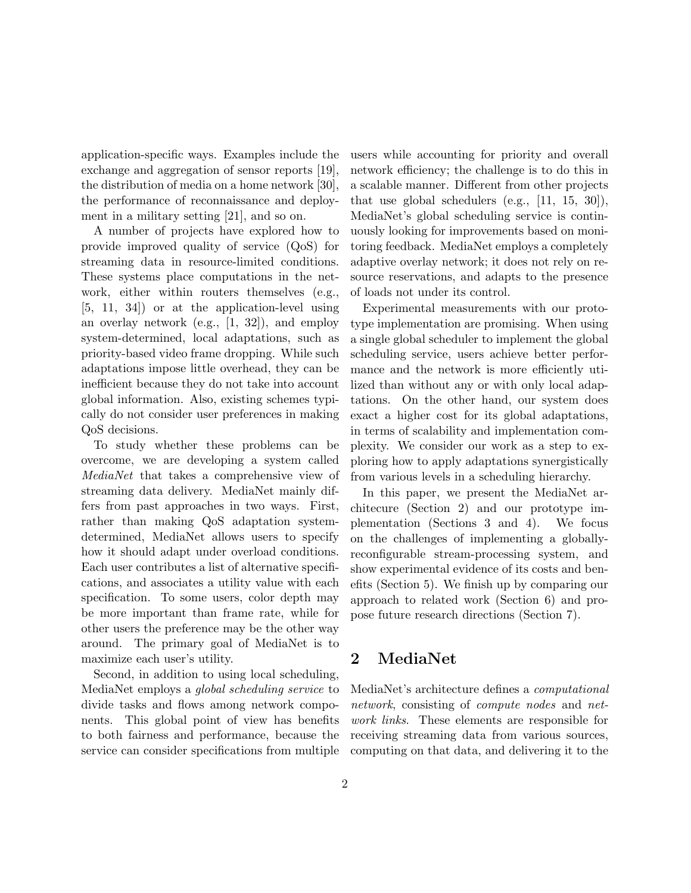application-specific ways. Examples include the exchange and aggregation of sensor reports [19], the distribution of media on a home network [30], the performance of reconnaissance and deployment in a military setting [21], and so on.

A number of projects have explored how to provide improved quality of service (QoS) for streaming data in resource-limited conditions. These systems place computations in the network, either within routers themselves (e.g., [5, 11, 34]) or at the application-level using an overlay network (e.g., [1, 32]), and employ system-determined, local adaptations, such as priority-based video frame dropping. While such adaptations impose little overhead, they can be inefficient because they do not take into account global information. Also, existing schemes typically do not consider user preferences in making QoS decisions.

To study whether these problems can be overcome, we are developing a system called *MediaNet* that takes a comprehensive view of streaming data delivery. MediaNet mainly differs from past approaches in two ways. First, rather than making QoS adaptation system-determined, MediaNet allows users to specify how it should adapt under overload conditions. Each user contributes a list of alternative specifications, and associates a utility value with each specification. To some users, color depth may be more important than frame rate, while for other users the preference may be the other way around. The primary goal of MediaNet is to maximize each user's utility.

Second, in addition to using local scheduling, MediaNet employs a *global scheduling service* to divide tasks and flows among network components. This global point of view has benefits to both fairness and performance, because the service can consider specifications from multiple users while accounting for priority and overall network efficiency; the challenge is to do this in a scalable manner. Different from other projects that use global schedulers (e.g., [11, 15, 30]), MediaNet's global scheduling service is continuously looking for improvements based on monitoring feedback. MediaNet employs a completely adaptive overlay network; it does not rely on resource reservations, and adapts to the presence of loads not under its control.

Experimental measurements with our prototype implementation are promising. When using a single global scheduler to implement the global scheduling service, users achieve better performance and the network is more efficiently utilized than without any or with only local adaptations. On the other hand, our system does exact a higher cost for its global adaptations, in terms of scalability and implementation complexity. We consider our work as a step to exploring how to apply adaptations synergistically from various levels in a scheduling hierarchy.

In this paper, we present the MediaNet architecure (Section 2) and our prototype implementation (Sections 3 and 4). We focus on the challenges of implementing a globally-reconfigurable stream-processing system, and show experimental evidence of its costs and benefits (Section 5). We finish up by comparing our approach to related work (Section 6) and propose future research directions (Section 7).

## 2 MediaNet

MediaNet's architecture defines a *computational network*, consisting of *compute nodes* and *network links*. These elements are responsible for receiving streaming data from various sources, computing on that data, and delivering it to the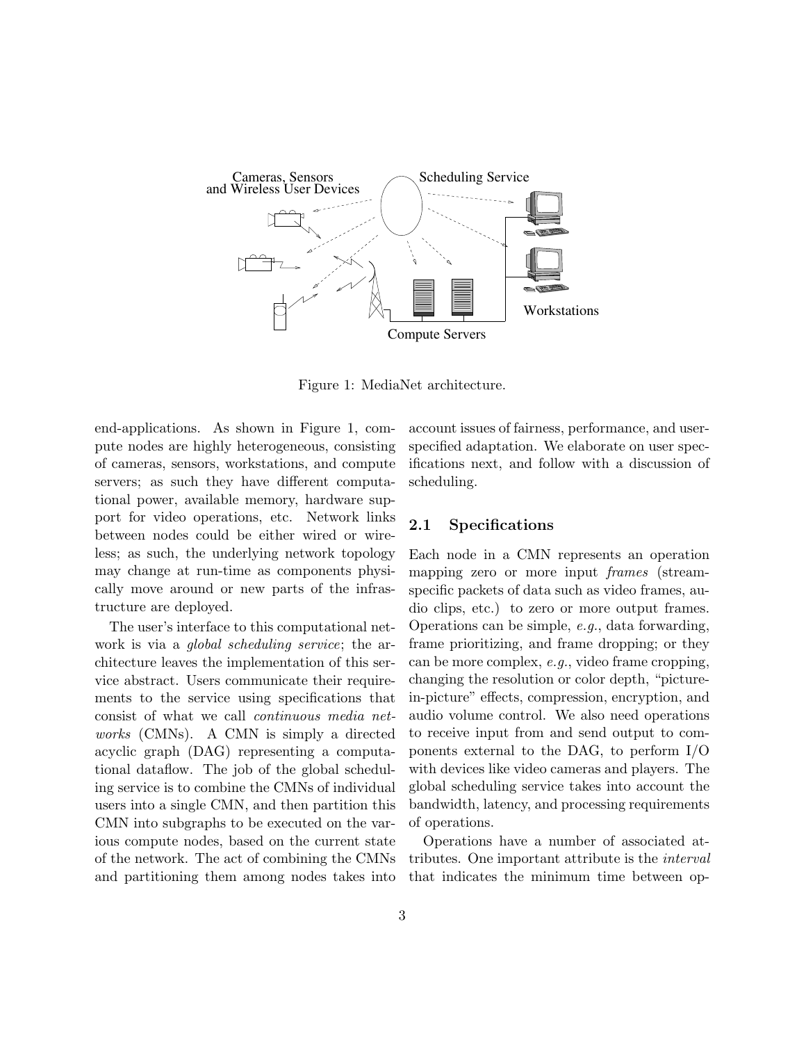Figure 1: MediaNet architecture.

end-applications. As shown in Figure 1, compute nodes are highly heterogeneous, consisting of cameras, sensors, workstations, and compute servers; as such they have different computational power, available memory, hardware support for video operations, etc. Network links between nodes could be either wired or wireless; as such, the underlying network topology may change at run-time as components physically move around or new parts of the infrastructure are deployed.

The user's interface to this computational network is via a *global scheduling service*; the architecture leaves the implementation of this service abstract. Users communicate their requirements to the service using specifications that consist of what we call *continuous media networks* (CMNs). A CMN is simply a directed acyclic graph (DAG) representing a computational dataflow. The job of the global scheduling service is to combine the CMNs of individual users into a single CMN, and then partition this CMN into subgraphs to be executed on the various compute nodes, based on the current state of the network. The act of combining the CMNs and partitioning them among nodes takes into account issues of fairness, performance, and user-specified adaptation. We elaborate on user specifications next, and follow with a discussion of scheduling.

## 2.1 Specifications

Each node in a CMN represents an operation mapping zero or more input *frames* (stream-specific packets of data such as video frames, audio clips, etc.) to zero or more output frames. Operations can be simple, *e.g.*, data forwarding, frame prioritizing, and frame dropping; or they can be more complex, *e.g.*, video frame cropping, changing the resolution or color depth, "picture-in-picture" effects, compression, encryption, and audio volume control. We also need operations to receive input from and send output to components external to the DAG, to perform I/O with devices like video cameras and players. The global scheduling service takes into account the bandwidth, latency, and processing requirements of operations.

Operations have a number of associated attributes. One important attribute is the *interval* that indicates the minimum time between op-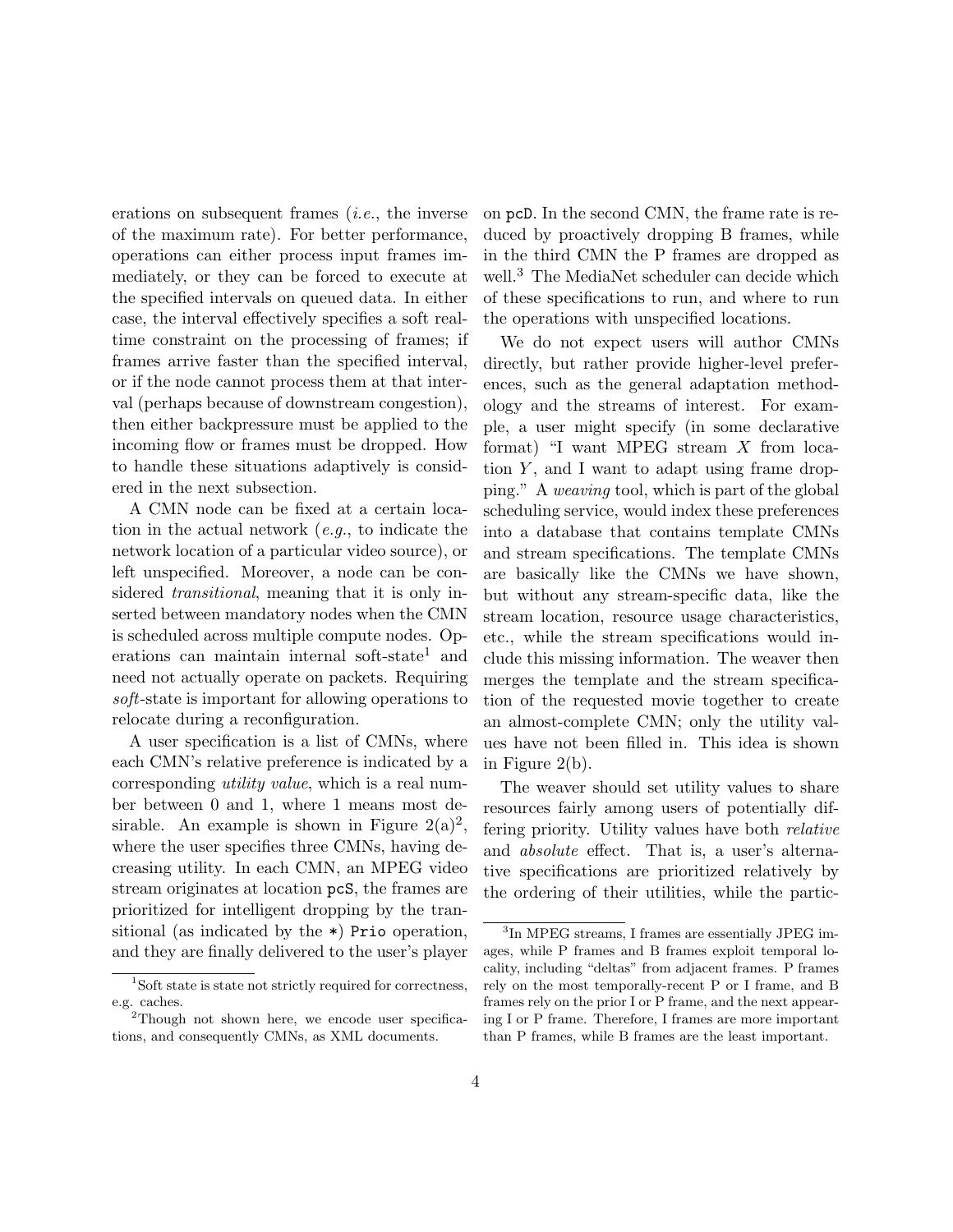erations on subsequent frames (*i.e.*, the inverse of the maximum rate). For better performance, operations can either process input frames immediately, or they can be forced to execute at the specified intervals on queued data. In either case, the interval effectively specifies a soft real-time constraint on the processing of frames; if frames arrive faster than the specified interval, or if the node cannot process them at that interval (perhaps because of downstream congestion), then either backpressure must be applied to the incoming flow or frames must be dropped. How to handle these situations adaptively is considered in the next subsection.

A CMN node can be fixed at a certain location in the actual network (*e.g.*, to indicate the network location of a particular video source), or left unspecified. Moreover, a node can be considered *transitional*, meaning that it is only inserted between mandatory nodes when the CMN is scheduled across multiple compute nodes. Operations can maintain internal soft-state[1] and need not actually operate on packets. Requiring *soft*-state is important for allowing operations to relocate during a reconfiguration.

A user specification is a list of CMNs, where each CMN's relative preference is indicated by a corresponding *utility value*, which is a real number between 0 and 1, where 1 means most desirable. An example is shown in Figure 2(a)[2], where the user specifies three CMNs, having decreasing utility. In each CMN, an MPEG video stream originates at location `pcS`, the frames are prioritized for intelligent dropping by the transitional (as indicated by the `*`) `Prio` operation, and they are finally delivered to the user's player on `pcD`. In the second CMN, the frame rate is reduced by proactively dropping B frames, while in the third CMN the P frames are dropped as well.[3] The MediaNet scheduler can decide which of these specifications to run, and where to run the operations with unspecified locations.

We do not expect users will author CMNs directly, but rather provide higher-level preferences, such as the general adaptation methodology and the streams of interest. For example, a user might specify (in some declarative format) "I want MPEG stream $X$ from location $Y$, and I want to adapt using frame dropping." A *weaving* tool, which is part of the global scheduling service, would index these preferences into a database that contains template CMNs and stream specifications. The template CMNs are basically like the CMNs we have shown, but without any stream-specific data, like the stream location, resource usage characteristics, etc., while the stream specifications would include this missing information. The weaver then merges the template and the stream specification of the requested movie together to create an almost-complete CMN; only the utility values have not been filled in. This idea is shown in Figure 2(b).

The weaver should set utility values to share resources fairly among users of potentially differing priority. Utility values have both *relative* and *absolute* effect. That is, a user's alternative specifications are prioritized relatively by the ordering of their utilities, while the partic-

---

[1] Soft state is state not strictly required for correctness, e.g. caches.

[2] Though not shown here, we encode user specifications, and consequently CMNs, as XML documents.

[3] In MPEG streams, I frames are essentially JPEG images, while P frames and B frames exploit temporal locality, including "deltas" from adjacent frames. P frames rely on the most temporally-recent P or I frame, and B frames rely on the prior I or P frame, and the next appearing I or P frame. Therefore, I frames are more important than P frames, while B frames are the least important.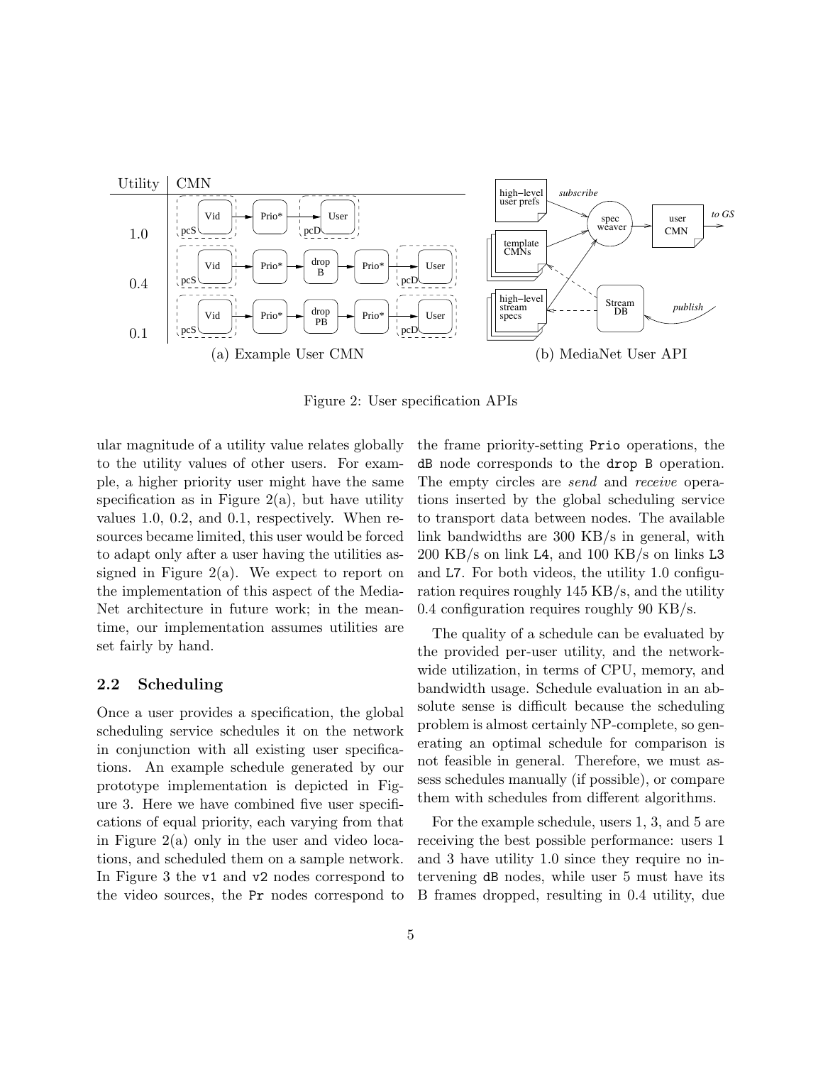Figure 2: User specification APIs

(a) Example User CMN

(b) MediaNet User API

ular magnitude of a utility value relates globally to the utility values of other users. For example, a higher priority user might have the same specification as in Figure 2(a), but have utility values 1.0, 0.2, and 0.1, respectively. When resources became limited, this user would be forced to adapt only after a user having the utilities assigned in Figure 2(a). We expect to report on the implementation of this aspect of the MediaNet architecture in future work; in the meantime, our implementation assumes utilities are set fairly by hand.

## 2.2 Scheduling

Once a user provides a specification, the global scheduling service schedules it on the network in conjunction with all existing user specifications. An example schedule generated by our prototype implementation is depicted in Figure 3. Here we have combined five user specifications of equal priority, each varying from that in Figure 2(a) only in the user and video locations, and scheduled them on a sample network. In Figure 3 the `v1` and `v2` nodes correspond to the video sources, the `Pr` nodes correspond to the frame priority-setting `Prio` operations, the `dB` node corresponds to the `drop B` operation. The empty circles are *send* and *receive* operations inserted by the global scheduling service to transport data between nodes. The available link bandwidths are 300 KB/s in general, with 200 KB/s on link `L4`, and 100 KB/s on links `L3` and `L7`. For both videos, the utility 1.0 configuration requires roughly 145 KB/s, and the utility 0.4 configuration requires roughly 90 KB/s.

The quality of a schedule can be evaluated by the provided per-user utility, and the network-wide utilization, in terms of CPU, memory, and bandwidth usage. Schedule evaluation in an absolute sense is difficult because the scheduling problem is almost certainly NP-complete, so generating an optimal schedule for comparison is not feasible in general. Therefore, we must assess schedules manually (if possible), or compare them with schedules from different algorithms.

For the example schedule, users 1, 3, and 5 are receiving the best possible performance: users 1 and 3 have utility 1.0 since they require no intervening `dB` nodes, while user 5 must have its B frames dropped, resulting in 0.4 utility, due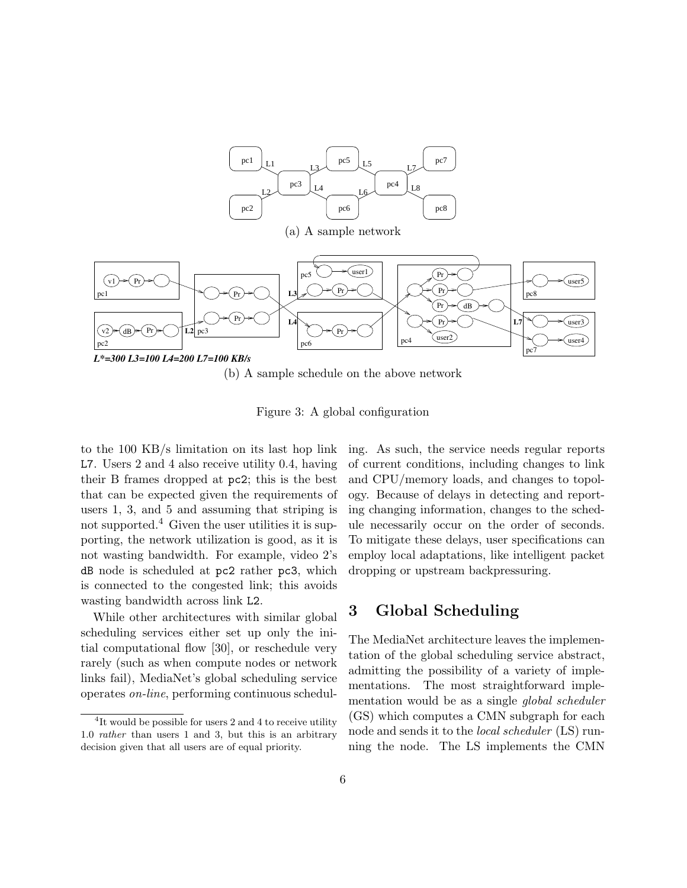(a) A sample network

L*=300 L3=100 L4=200 L7=100 KB/s

(b) A sample schedule on the above network

Figure 3: A global configuration

to the 100 KB/s limitation on its last hop link L7. Users 2 and 4 also receive utility 0.4, having their B frames dropped at pc2; this is the best that can be expected given the requirements of users 1, 3, and 5 and assuming that striping is not supported.[4] Given the user utilities it is supporting, the network utilization is good, as it is not wasting bandwidth. For example, video 2's dB node is scheduled at pc2 rather pc3, which is connected to the congested link; this avoids wasting bandwidth across link L2.

While other architectures with similar global scheduling services either set up only the initial computational flow [30], or reschedule very rarely (such as when compute nodes or network links fail), MediaNet's global scheduling service operates *on-line*, performing continuous scheduling. As such, the service needs regular reports of current conditions, including changes to link and CPU/memory loads, and changes to topology. Because of delays in detecting and reporting changing information, changes to the schedule necessarily occur on the order of seconds. To mitigate these delays, user specifications can employ local adaptations, like intelligent packet dropping or upstream backpressuring.

## 3 Global Scheduling

The MediaNet architecture leaves the implementation of the global scheduling service abstract, admitting the possibility of a variety of implementations. The most straightforward implementation would be as a single *global scheduler* (GS) which computes a CMN subgraph for each node and sends it to the *local scheduler* (LS) running the node. The LS implements the CMN

[4] It would be possible for users 2 and 4 to receive utility 1.0 *rather* than users 1 and 3, but this is an arbitrary decision given that all users are of equal priority.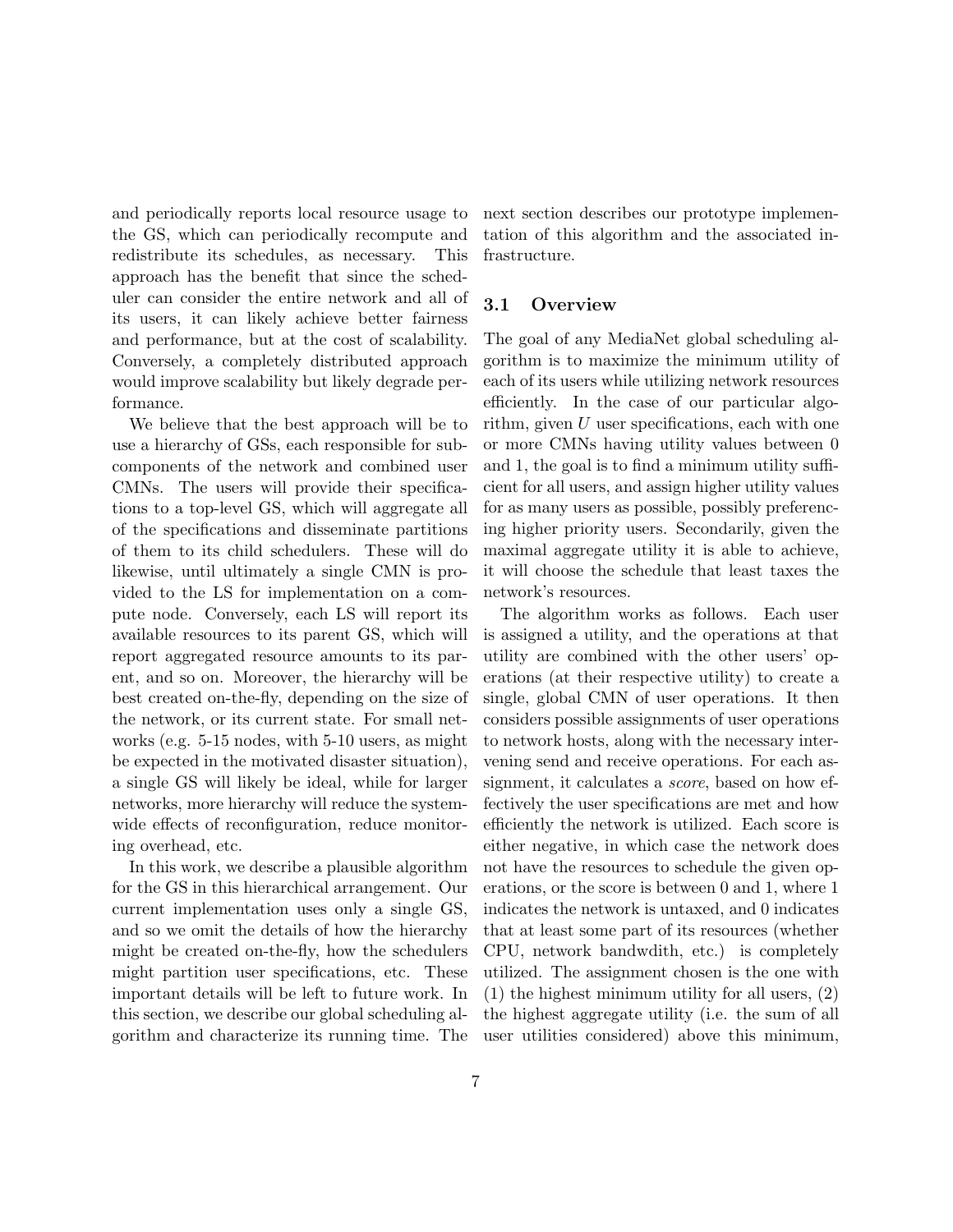and periodically reports local resource usage to the GS, which can periodically recompute and redistribute its schedules, as necessary. This approach has the benefit that since the scheduler can consider the entire network and all of its users, it can likely achieve better fairness and performance, but at the cost of scalability. Conversely, a completely distributed approach would improve scalability but likely degrade performance.

We believe that the best approach will be to use a hierarchy of GSs, each responsible for subcomponents of the network and combined user CMNs. The users will provide their specifications to a top-level GS, which will aggregate all of the specifications and disseminate partitions of them to its child schedulers. These will do likewise, until ultimately a single CMN is provided to the LS for implementation on a compute node. Conversely, each LS will report its available resources to its parent GS, which will report aggregated resource amounts to its parent, and so on. Moreover, the hierarchy will be best created on-the-fly, depending on the size of the network, or its current state. For small networks (e.g. 5-15 nodes, with 5-10 users, as might be expected in the motivated disaster situation), a single GS will likely be ideal, while for larger networks, more hierarchy will reduce the system-wide effects of reconfiguration, reduce monitoring overhead, etc.

In this work, we describe a plausible algorithm for the GS in this hierarchical arrangement. Our current implementation uses only a single GS, and so we omit the details of how the hierarchy might be created on-the-fly, how the schedulers might partition user specifications, etc. These important details will be left to future work. In this section, we describe our global scheduling algorithm and characterize its running time. The next section describes our prototype implementation of this algorithm and the associated infrastructure.

### 3.1 Overview

The goal of any MediaNet global scheduling algorithm is to maximize the minimum utility of each of its users while utilizing network resources efficiently. In the case of our particular algorithm, given $U$ user specifications, each with one or more CMNs having utility values between 0 and 1, the goal is to find a minimum utility sufficient for all users, and assign higher utility values for as many users as possible, possibly preferencing higher priority users. Secondarily, given the maximal aggregate utility it is able to achieve, it will choose the schedule that least taxes the network's resources.

The algorithm works as follows. Each user is assigned a utility, and the operations at that utility are combined with the other users' operations (at their respective utility) to create a single, global CMN of user operations. It then considers possible assignments of user operations to network hosts, along with the necessary intervening send and receive operations. For each assignment, it calculates a *score*, based on how effectively the user specifications are met and how efficiently the network is utilized. Each score is either negative, in which case the network does not have the resources to schedule the given operations, or the score is between 0 and 1, where 1 indicates the network is untaxed, and 0 indicates that at least some part of its resources (whether CPU, network bandwdith, etc.) is completely utilized. The assignment chosen is the one with (1) the highest minimum utility for all users, (2) the highest aggregate utility (i.e. the sum of all user utilities considered) above this minimum,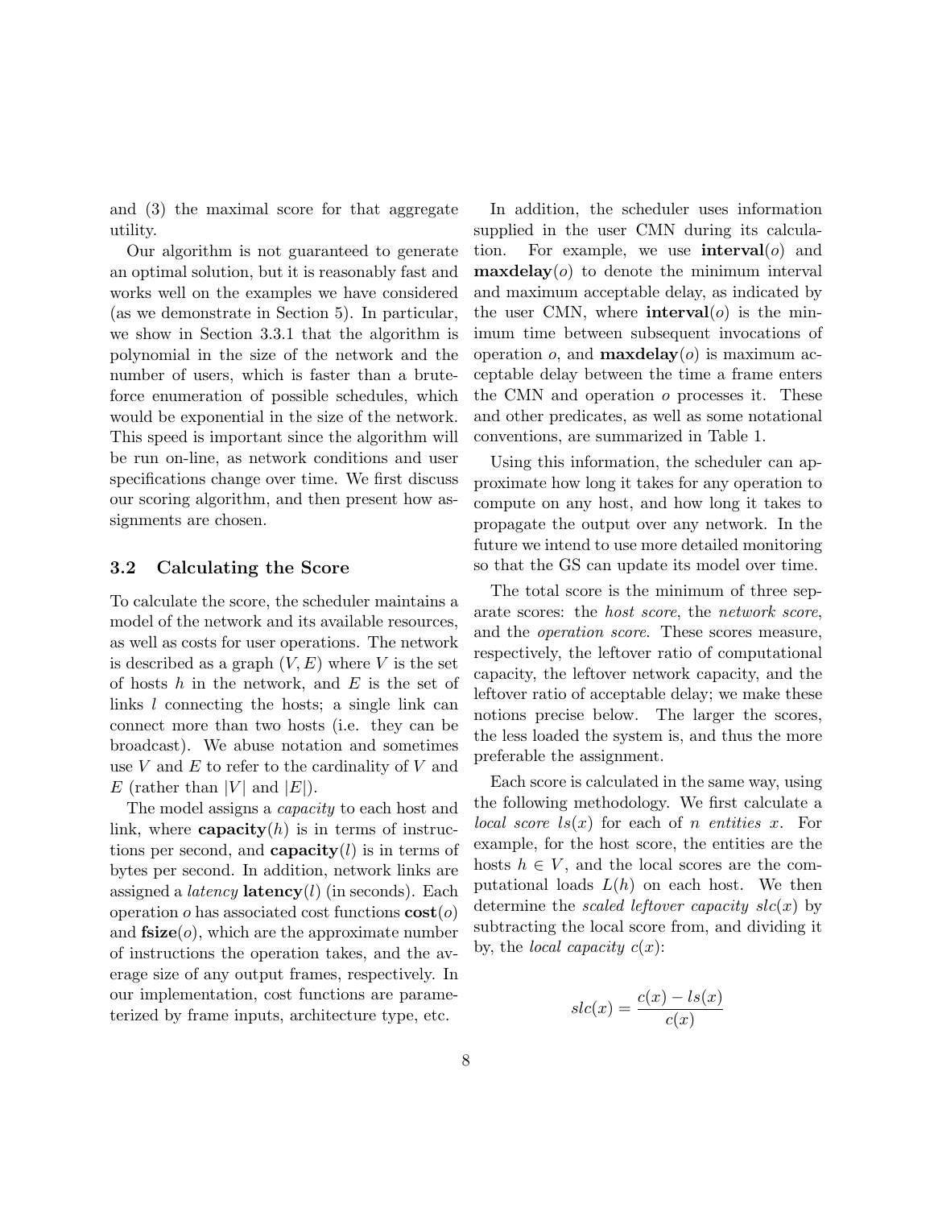and (3) the maximal score for that aggregate utility.

Our algorithm is not guaranteed to generate an optimal solution, but it is reasonably fast and works well on the examples we have considered (as we demonstrate in Section 5). In particular, we show in Section 3.3.1 that the algorithm is polynomial in the size of the network and the number of users, which is faster than a brute-force enumeration of possible schedules, which would be exponential in the size of the network. This speed is important since the algorithm will be run on-line, as network conditions and user specifications change over time. We first discuss our scoring algorithm, and then present how assignments are chosen.

### 3.2 Calculating the Score

To calculate the score, the scheduler maintains a model of the network and its available resources, as well as costs for user operations. The network is described as a graph $(V, E)$ where $V$ is the set of hosts $h$ in the network, and $E$ is the set of links $l$ connecting the hosts; a single link can connect more than two hosts (i.e. they can be broadcast). We abuse notation and sometimes use $V$ and $E$ to refer to the cardinality of $V$ and $E$ (rather than $|V|$ and $|E|$).

The model assigns a *capacity* to each host and link, where **capacity**$(h)$ is in terms of instructions per second, and **capacity**$(l)$ is in terms of bytes per second. In addition, network links are assigned a *latency* **latency**$(l)$ (in seconds). Each operation $o$ has associated cost functions **cost**$(o)$ and **fsize**$(o)$, which are the approximate number of instructions the operation takes, and the average size of any output frames, respectively. In our implementation, cost functions are parameterized by frame inputs, architecture type, etc.

In addition, the scheduler uses information supplied in the user CMN during its calculation. For example, we use **interval**$(o)$ and **maxdelay**$(o)$ to denote the minimum interval and maximum acceptable delay, as indicated by the user CMN, where **interval**$(o)$ is the minimum time between subsequent invocations of operation $o$, and **maxdelay**$(o)$ is maximum acceptable delay between the time a frame enters the CMN and operation $o$ processes it. These and other predicates, as well as some notational conventions, are summarized in Table 1.

Using this information, the scheduler can approximate how long it takes for any operation to compute on any host, and how long it takes to propagate the output over any network. In the future we intend to use more detailed monitoring so that the GS can update its model over time.

The total score is the minimum of three separate scores: the *host score*, the *network score*, and the *operation score*. These scores measure, respectively, the leftover ratio of computational capacity, the leftover network capacity, and the leftover ratio of acceptable delay; we make these notions precise below. The larger the scores, the less loaded the system is, and thus the more preferable the assignment.

Each score is calculated in the same way, using the following methodology. We first calculate a *local score* $ls(x)$ for each of $n$ *entities* $x$. For example, for the host score, the entities are the hosts $h \in V$, and the local scores are the computational loads $L(h)$ on each host. We then determine the *scaled leftover capacity* $slc(x)$ by subtracting the local score from, and dividing it by, the *local capacity* $c(x)$:

$$slc(x) = \frac{c(x) - ls(x)}{c(x)}$$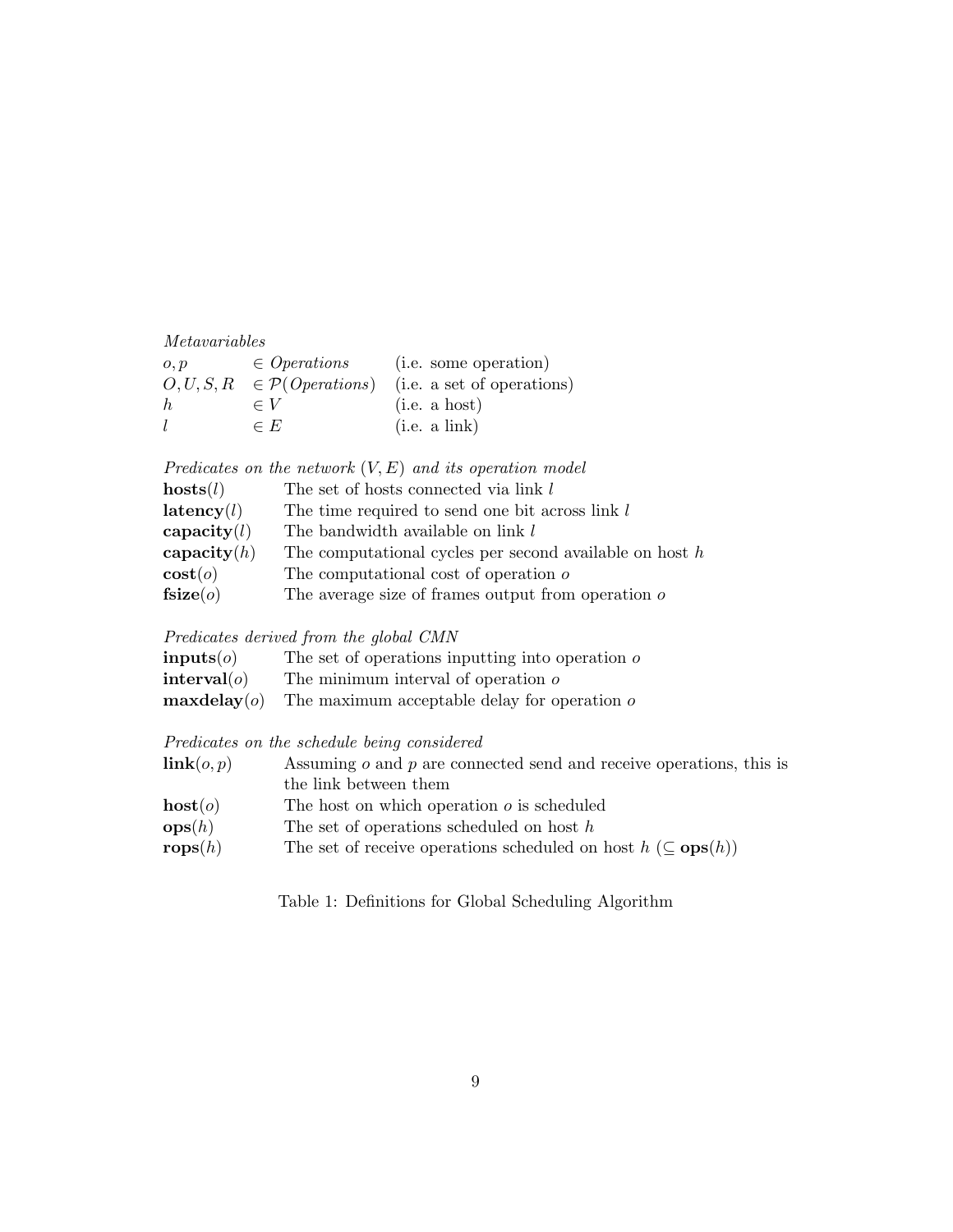*Metavariables*

| | | |
|---|---|---|
| $o, p$ | $\in$ *Operations* | (i.e. some operation) |
| $O, U, S, R$ | $\in \mathcal{P}(\textit{Operations})$ | (i.e. a set of operations) |
| $h$ | $\in V$ | (i.e. a host) |
| $l$ | $\in E$ | (i.e. a link) |

*Predicates on the network $(V, E)$ and its operation model*

| | |
|---|---|
| $\mathbf{hosts}(l)$ | The set of hosts connected via link $l$ |
| $\mathbf{latency}(l)$ | The time required to send one bit across link $l$ |
| $\mathbf{capacity}(l)$ | The bandwidth available on link $l$ |
| $\mathbf{capacity}(h)$ | The computational cycles per second available on host $h$ |
| $\mathbf{cost}(o)$ | The computational cost of operation $o$ |
| $\mathbf{fsize}(o)$ | The average size of frames output from operation $o$ |

*Predicates derived from the global CMN*

| | |
|---|---|
| $\mathbf{inputs}(o)$ | The set of operations inputting into operation $o$ |
| $\mathbf{interval}(o)$ | The minimum interval of operation $o$ |
| $\mathbf{maxdelay}(o)$ | The maximum acceptable delay for operation $o$ |

*Predicates on the schedule being considered*

| | |
|---|---|
| $\mathbf{link}(o, p)$ | Assuming $o$ and $p$ are connected send and receive operations, this is the link between them |
| $\mathbf{host}(o)$ | The host on which operation $o$ is scheduled |
| $\mathbf{ops}(h)$ | The set of operations scheduled on host $h$ |
| $\mathbf{rops}(h)$ | The set of receive operations scheduled on host $h$ ($\subseteq \mathbf{ops}(h)$) |

Table 1: Definitions for Global Scheduling Algorithm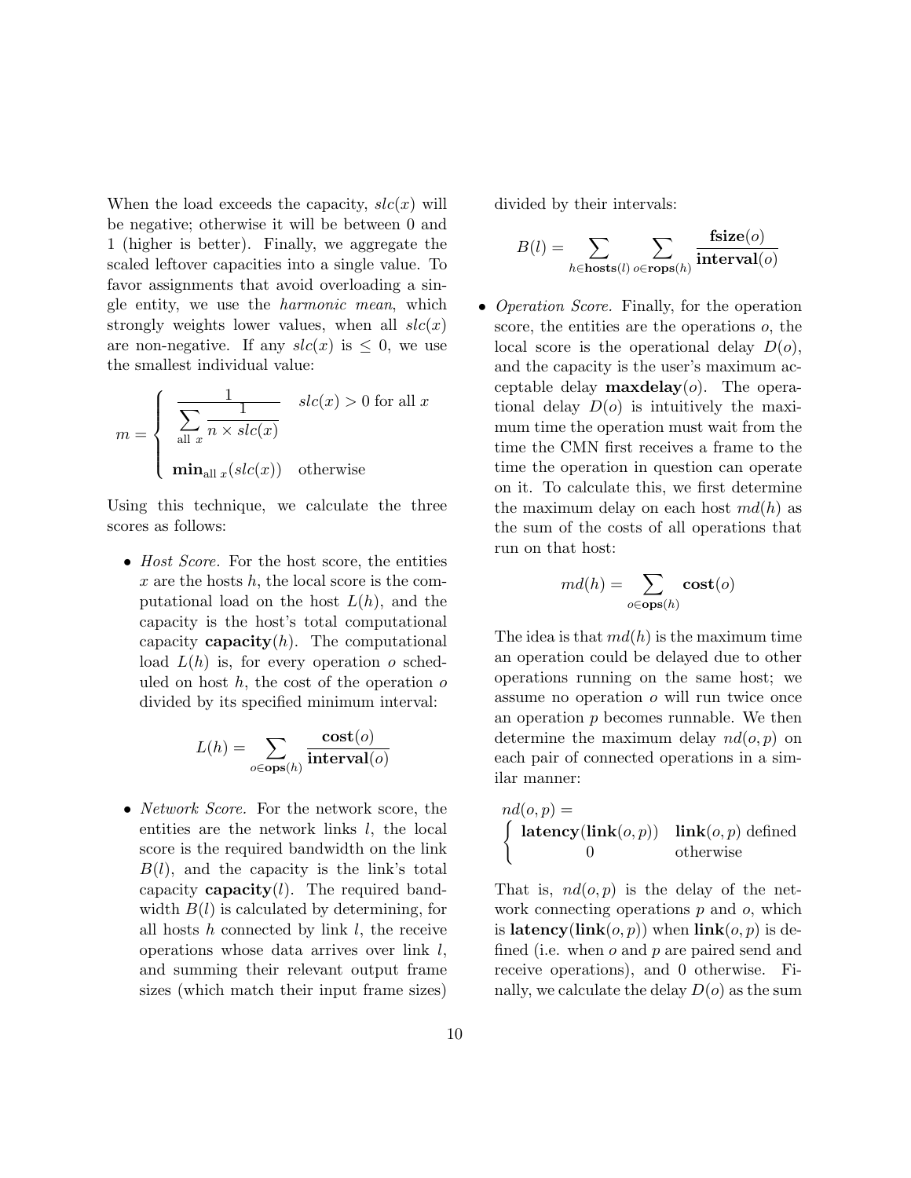When the load exceeds the capacity, $slc(x)$ will be negative; otherwise it will be between 0 and 1 (higher is better). Finally, we aggregate the scaled leftover capacities into a single value. To favor assignments that avoid overloading a single entity, we use the *harmonic mean*, which strongly weights lower values, when all $slc(x)$ are non-negative. If any $slc(x)$ is $\leq 0$, we use the smallest individual value:

$$m = \begin{cases} \dfrac{1}{\displaystyle\sum_{\text{all } x} \dfrac{1}{n \times slc(x)}} & slc(x) > 0 \text{ for all } x \\ \mathbf{min}_{\text{all } x}(slc(x)) & \text{otherwise} \end{cases}$$

Using this technique, we calculate the three scores as follows:

- *Host Score.* For the host score, the entities $x$ are the hosts $h$, the local score is the computational load on the host $L(h)$, and the capacity is the host's total computational capacity $\mathbf{capacity}(h)$. The computational load $L(h)$ is, for every operation $o$ scheduled on host $h$, the cost of the operation $o$ divided by its specified minimum interval:

$$L(h) = \sum_{o \in \mathbf{ops}(h)} \frac{\mathbf{cost}(o)}{\mathbf{interval}(o)}$$

- *Network Score.* For the network score, the entities are the network links $l$, the local score is the required bandwidth on the link $B(l)$, and the capacity is the link's total capacity $\mathbf{capacity}(l)$. The required bandwidth $B(l)$ is calculated by determining, for all hosts $h$ connected by link $l$, the receive operations whose data arrives over link $l$, and summing their relevant output frame sizes (which match their input frame sizes) divided by their intervals:

$$B(l) = \sum_{h \in \mathbf{hosts}(l)} \sum_{o \in \mathbf{rops}(h)} \frac{\mathbf{fsize}(o)}{\mathbf{interval}(o)}$$

- *Operation Score.* Finally, for the operation score, the entities are the operations $o$, the local score is the operational delay $D(o)$, and the capacity is the user's maximum acceptable delay $\mathbf{maxdelay}(o)$. The operational delay $D(o)$ is intuitively the maximum time the operation must wait from the time the CMN first receives a frame to the time the operation in question can operate on it. To calculate this, we first determine the maximum delay on each host $md(h)$ as the sum of the costs of all operations that run on that host:

$$md(h) = \sum_{o \in \mathbf{ops}(h)} \mathbf{cost}(o)$$

The idea is that $md(h)$ is the maximum time an operation could be delayed due to other operations running on the same host; we assume no operation $o$ will run twice once an operation $p$ becomes runnable. We then determine the maximum delay $nd(o,p)$ on each pair of connected operations in a similar manner:

$$nd(o,p) = \begin{cases} \mathbf{latency}(\mathbf{link}(o,p)) & \mathbf{link}(o,p) \text{ defined} \\ 0 & \text{otherwise} \end{cases}$$

That is, $nd(o,p)$ is the delay of the network connecting operations $p$ and $o$, which is $\mathbf{latency}(\mathbf{link}(o,p))$ when $\mathbf{link}(o,p)$ is defined (i.e. when $o$ and $p$ are paired send and receive operations), and 0 otherwise. Finally, we calculate the delay $D(o)$ as the sum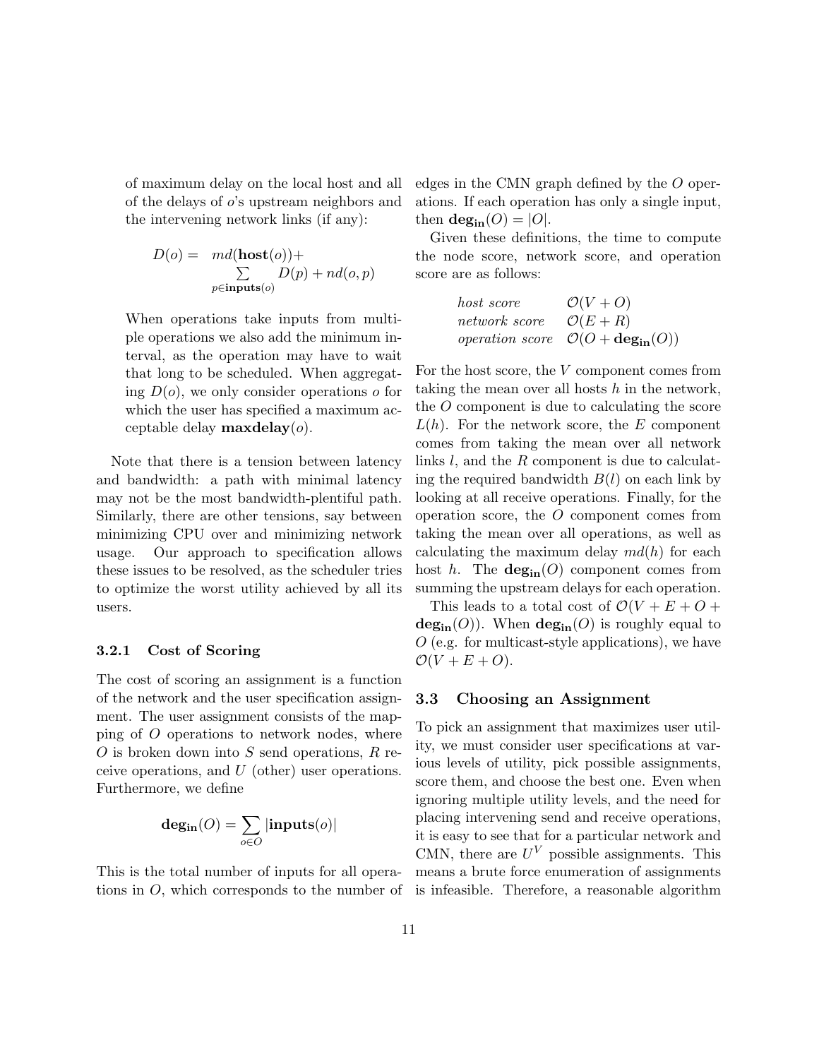of maximum delay on the local host and all of the delays of $o$'s upstream neighbors and the intervening network links (if any):

$$D(o) = md(\mathbf{host}(o)) + \sum_{p \in \mathbf{inputs}(o)} D(p) + nd(o, p)$$

When operations take inputs from multiple operations we also add the minimum interval, as the operation may have to wait that long to be scheduled. When aggregating $D(o)$, we only consider operations $o$ for which the user has specified a maximum acceptable delay $\mathbf{maxdelay}(o)$.

Note that there is a tension between latency and bandwidth: a path with minimal latency may not be the most bandwidth-plentiful path. Similarly, there are other tensions, say between minimizing CPU over and minimizing network usage. Our approach to specification allows these issues to be resolved, as the scheduler tries to optimize the worst utility achieved by all its users.

### 3.2.1 Cost of Scoring

The cost of scoring an assignment is a function of the network and the user specification assignment. The user assignment consists of the mapping of $O$ operations to network nodes, where $O$ is broken down into $S$ send operations, $R$ receive operations, and $U$ (other) user operations. Furthermore, we define

$$\mathbf{deg_{in}}(O) = \sum_{o \in O} |\mathbf{inputs}(o)|$$

This is the total number of inputs for all operations in $O$, which corresponds to the number of edges in the CMN graph defined by the $O$ operations. If each operation has only a single input, then $\mathbf{deg_{in}}(O) = |O|$.

Given these definitions, the time to compute the node score, network score, and operation score are as follows:

| | |
|---|---|
| *host score* | $\mathcal{O}(V + O)$ |
| *network score* | $\mathcal{O}(E + R)$ |
| *operation score* | $\mathcal{O}(O + \mathbf{deg_{in}}(O))$ |

For the host score, the $V$ component comes from taking the mean over all hosts $h$ in the network, the $O$ component is due to calculating the score $L(h)$. For the network score, the $E$ component comes from taking the mean over all network links $l$, and the $R$ component is due to calculating the required bandwidth $B(l)$ on each link by looking at all receive operations. Finally, for the operation score, the $O$ component comes from taking the mean over all operations, as well as calculating the maximum delay $md(h)$ for each host $h$. The $\mathbf{deg_{in}}(O)$ component comes from summing the upstream delays for each operation.

This leads to a total cost of $\mathcal{O}(V + E + O + \mathbf{deg_{in}}(O))$. When $\mathbf{deg_{in}}(O)$ is roughly equal to $O$ (e.g. for multicast-style applications), we have $\mathcal{O}(V + E + O)$.

## 3.3 Choosing an Assignment

To pick an assignment that maximizes user utility, we must consider user specifications at various levels of utility, pick possible assignments, score them, and choose the best one. Even when ignoring multiple utility levels, and the need for placing intervening send and receive operations, it is easy to see that for a particular network and CMN, there are $U^V$ possible assignments. This means a brute force enumeration of assignments is infeasible. Therefore, a reasonable algorithm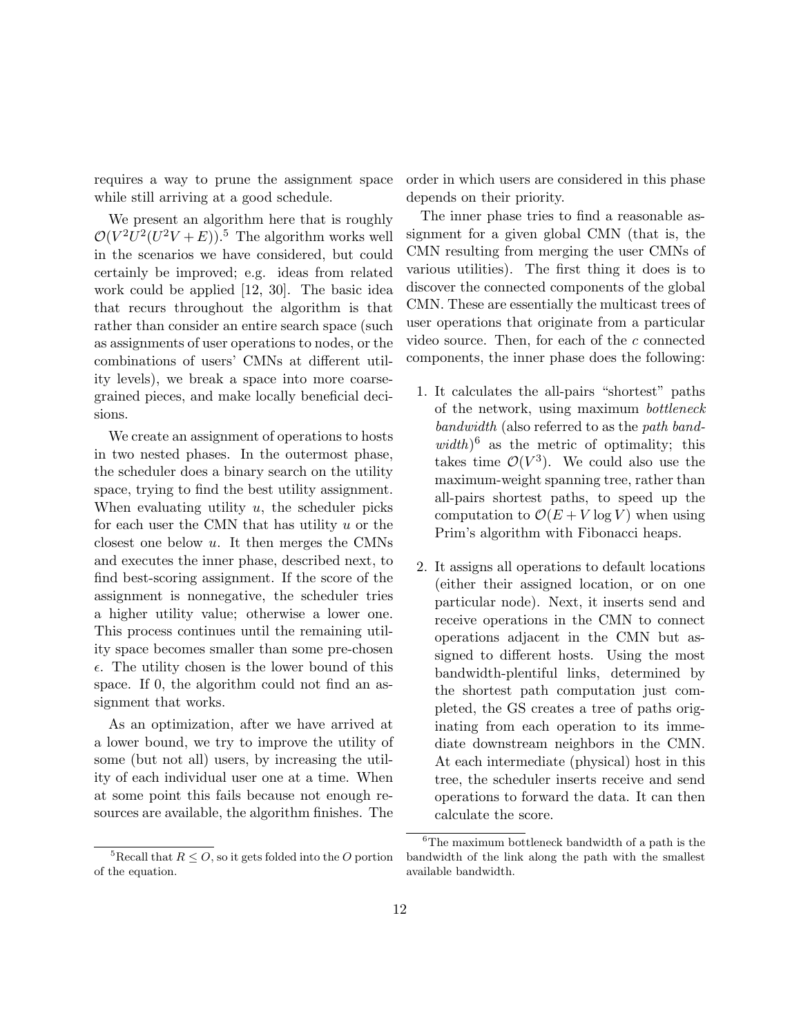requires a way to prune the assignment space while still arriving at a good schedule.

We present an algorithm here that is roughly $\mathcal{O}(V^2U^2(U^2V + E))$.[5] The algorithm works well in the scenarios we have considered, but could certainly be improved; e.g. ideas from related work could be applied [12, 30]. The basic idea that recurs throughout the algorithm is that rather than consider an entire search space (such as assignments of user operations to nodes, or the combinations of users' CMNs at different utility levels), we break a space into more coarse-grained pieces, and make locally beneficial decisions.

We create an assignment of operations to hosts in two nested phases. In the outermost phase, the scheduler does a binary search on the utility space, trying to find the best utility assignment. When evaluating utility $u$, the scheduler picks for each user the CMN that has utility $u$ or the closest one below $u$. It then merges the CMNs and executes the inner phase, described next, to find best-scoring assignment. If the score of the assignment is nonnegative, the scheduler tries a higher utility value; otherwise a lower one. This process continues until the remaining utility space becomes smaller than some pre-chosen $\epsilon$. The utility chosen is the lower bound of this space. If 0, the algorithm could not find an assignment that works.

As an optimization, after we have arrived at a lower bound, we try to improve the utility of some (but not all) users, by increasing the utility of each individual user one at a time. When at some point this fails because not enough resources are available, the algorithm finishes. The order in which users are considered in this phase depends on their priority.

The inner phase tries to find a reasonable assignment for a given global CMN (that is, the CMN resulting from merging the user CMNs of various utilities). The first thing it does is to discover the connected components of the global CMN. These are essentially the multicast trees of user operations that originate from a particular video source. Then, for each of the $c$ connected components, the inner phase does the following:

1. It calculates the all-pairs "shortest" paths of the network, using maximum *bottleneck bandwidth* (also referred to as the *path bandwidth*)[6] as the metric of optimality; this takes time $\mathcal{O}(V^3)$. We could also use the maximum-weight spanning tree, rather than all-pairs shortest paths, to speed up the computation to $\mathcal{O}(E + V \log V)$ when using Prim's algorithm with Fibonacci heaps.

2. It assigns all operations to default locations (either their assigned location, or on one particular node). Next, it inserts send and receive operations in the CMN to connect operations adjacent in the CMN but assigned to different hosts. Using the most bandwidth-plentiful links, determined by the shortest path computation just completed, the GS creates a tree of paths originating from each operation to its immediate downstream neighbors in the CMN. At each intermediate (physical) host in this tree, the scheduler inserts receive and send operations to forward the data. It can then calculate the score.

[5] Recall that $R \leq O$, so it gets folded into the $O$ portion of the equation.

[6] The maximum bottleneck bandwidth of a path is the bandwidth of the link along the path with the smallest available bandwidth.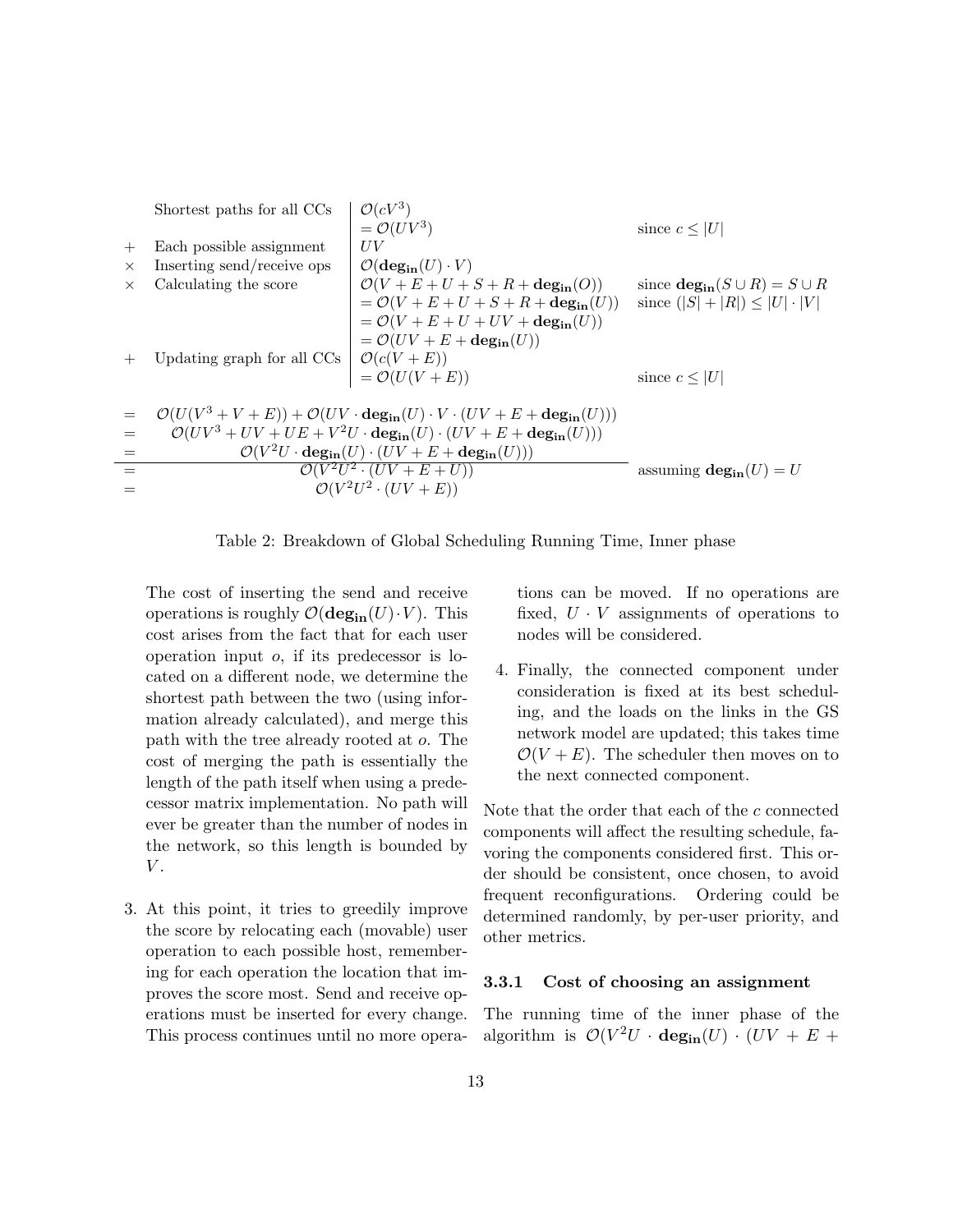| | | | |
|---|---|---|---|
| | Shortest paths for all CCs | $\mathcal{O}(cV^3)$ | |
| | | $= \mathcal{O}(UV^3)$ | since $c \leq \|U\|$ |
| $+$ | Each possible assignment | $UV$ | |
| $\times$ | Inserting send/receive ops | $\mathcal{O}(\mathbf{deg_{in}}(U) \cdot V)$ | |
| $\times$ | Calculating the score | $\mathcal{O}(V + E + U + S + R + \mathbf{deg_{in}}(O))$ | since $\mathbf{deg_{in}}(S \cup R) = S \cup R$ |
| | | $= \mathcal{O}(V + E + U + S + R + \mathbf{deg_{in}}(U))$ | since $(\|S\| + \|R\|) \leq \|U\| \cdot \|V\|$ |
| | | $= \mathcal{O}(V + E + U + UV + \mathbf{deg_{in}}(U))$ | |
| | | $= \mathcal{O}(UV + E + \mathbf{deg_{in}}(U))$ | |
| $+$ | Updating graph for all CCs | $\mathcal{O}(c(V + E))$ | |
| | | $= \mathcal{O}(U(V + E))$ | since $c \leq \|U\|$ |
| $=$ | $\mathcal{O}(U(V^3 + V + E)) + \mathcal{O}(UV \cdot \mathbf{deg_{in}}(U) \cdot V \cdot (UV + E + \mathbf{deg_{in}}(U)))$ | | |
| $=$ | $\mathcal{O}(UV^3 + UV + UE + V^2U \cdot \mathbf{deg_{in}}(U) \cdot (UV + E + \mathbf{deg_{in}}(U)))$ | | |
| $=$ | $\mathcal{O}(V^2U \cdot \mathbf{deg_{in}}(U) \cdot (UV + E + \mathbf{deg_{in}}(U)))$ | | |
| $=$ | $\mathcal{O}(V^2U^2 \cdot (UV + E + U))$ | | assuming $\mathbf{deg_{in}}(U) = U$ |
| $=$ | $\mathcal{O}(V^2U^2 \cdot (UV + E))$ | | |

Table 2: Breakdown of Global Scheduling Running Time, Inner phase

The cost of inserting the send and receive operations is roughly $\mathcal{O}(\mathbf{deg_{in}}(U) \cdot V)$. This cost arises from the fact that for each user operation input $o$, if its predecessor is located on a different node, we determine the shortest path between the two (using information already calculated), and merge this path with the tree already rooted at $o$. The cost of merging the path is essentially the length of the path itself when using a predecessor matrix implementation. No path will ever be greater than the number of nodes in the network, so this length is bounded by $V$.

3. At this point, it tries to greedily improve the score by relocating each (movable) user operation to each possible host, remembering for each operation the location that improves the score most. Send and receive operations must be inserted for every change. This process continues until no more operations can be moved. If no operations are fixed, $U \cdot V$ assignments of operations to nodes will be considered.

4. Finally, the connected component under consideration is fixed at its best scheduling, and the loads on the links in the GS network model are updated; this takes time $\mathcal{O}(V + E)$. The scheduler then moves on to the next connected component.

Note that the order that each of the $c$ connected components will affect the resulting schedule, favoring the components considered first. This order should be consistent, once chosen, to avoid frequent reconfigurations. Ordering could be determined randomly, by per-user priority, and other metrics.

### 3.3.1 Cost of choosing an assignment

The running time of the inner phase of the algorithm is $\mathcal{O}(V^2U \cdot \mathbf{deg_{in}}(U) \cdot (UV + E +$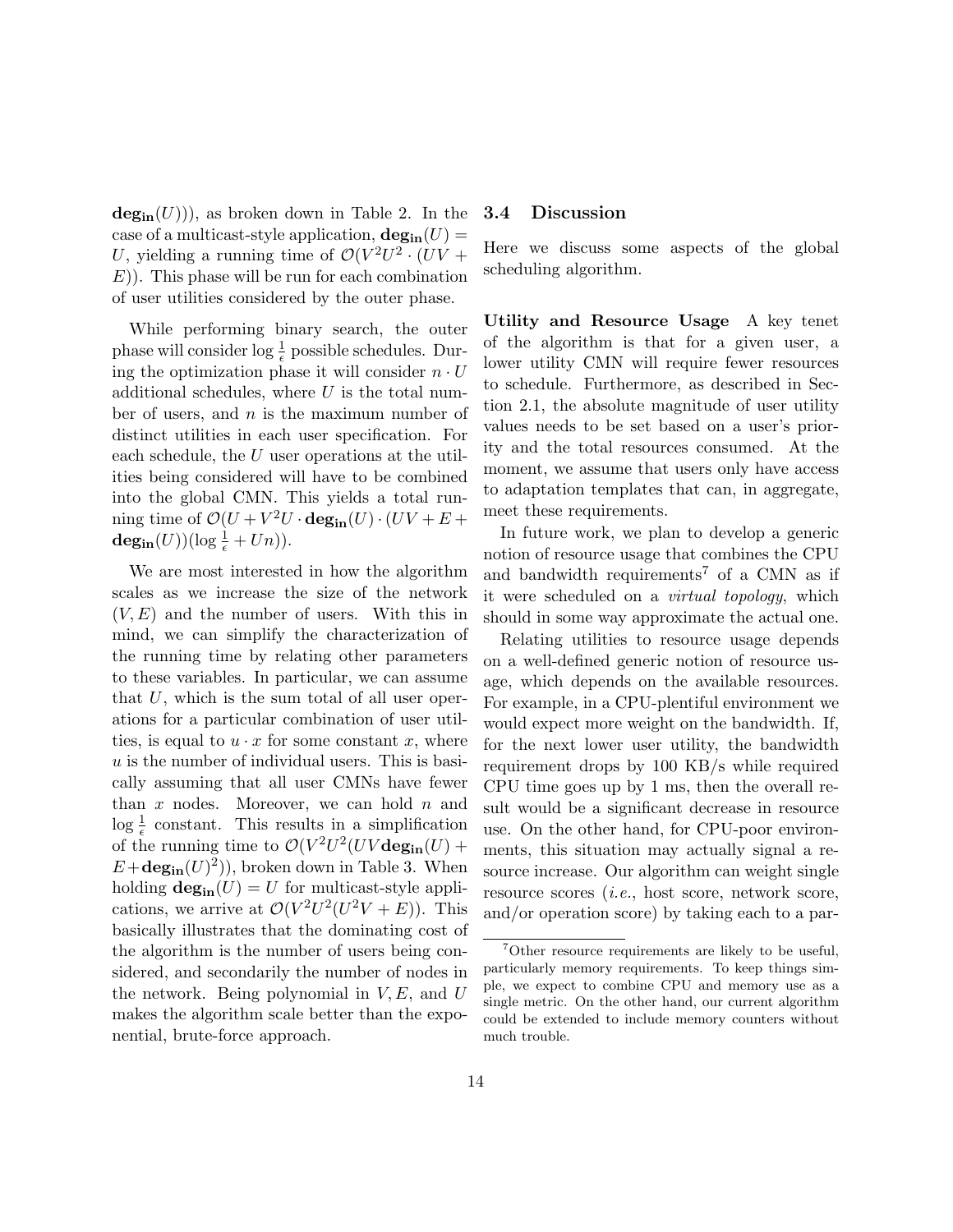$\mathbf{deg_{in}}(U))$), as broken down in Table 2. In the case of a multicast-style application, $\mathbf{deg_{in}}(U) = U$, yielding a running time of $\mathcal{O}(V^2U^2 \cdot (UV + E))$. This phase will be run for each combination of user utilities considered by the outer phase.

While performing binary search, the outer phase will consider $\log \frac{1}{\epsilon}$ possible schedules. During the optimization phase it will consider $n \cdot U$ additional schedules, where $U$ is the total number of users, and $n$ is the maximum number of distinct utilities in each user specification. For each schedule, the $U$ user operations at the utilities being considered will have to be combined into the global CMN. This yields a total running time of $\mathcal{O}(U + V^2U \cdot \mathbf{deg_{in}}(U) \cdot (UV + E + \mathbf{deg_{in}}(U))(\log \frac{1}{\epsilon} + Un))$.

We are most interested in how the algorithm scales as we increase the size of the network $(V, E)$ and the number of users. With this in mind, we can simplify the characterization of the running time by relating other parameters to these variables. In particular, we can assume that $U$, which is the sum total of all user operations for a particular combination of user utilities, is equal to $u \cdot x$ for some constant $x$, where $u$ is the number of individual users. This is basically assuming that all user CMNs have fewer than $x$ nodes. Moreover, we can hold $n$ and $\log \frac{1}{\epsilon}$ constant. This results in a simplification of the running time to $\mathcal{O}(V^2U^2(UV\mathbf{deg_{in}}(U) + E + \mathbf{deg_{in}}(U)^2))$, broken down in Table 3. When holding $\mathbf{deg_{in}}(U) = U$ for multicast-style applications, we arrive at $\mathcal{O}(V^2U^2(U^2V + E))$. This basically illustrates that the dominating cost of the algorithm is the number of users being considered, and secondarily the number of nodes in the network. Being polynomial in $V, E$, and $U$ makes the algorithm scale better than the exponential, brute-force approach.

## 3.4 Discussion

Here we discuss some aspects of the global scheduling algorithm.

**Utility and Resource Usage** A key tenet of the algorithm is that for a given user, a lower utility CMN will require fewer resources to schedule. Furthermore, as described in Section 2.1, the absolute magnitude of user utility values needs to be set based on a user's priority and the total resources consumed. At the moment, we assume that users only have access to adaptation templates that can, in aggregate, meet these requirements.

In future work, we plan to develop a generic notion of resource usage that combines the CPU and bandwidth requirements[7] of a CMN as if it were scheduled on a *virtual topology*, which should in some way approximate the actual one.

Relating utilities to resource usage depends on a well-defined generic notion of resource usage, which depends on the available resources. For example, in a CPU-plentiful environment we would expect more weight on the bandwidth. If, for the next lower user utility, the bandwidth requirement drops by 100 KB/s while required CPU time goes up by 1 ms, then the overall result would be a significant decrease in resource use. On the other hand, for CPU-poor environments, this situation may actually signal a resource increase. Our algorithm can weight single resource scores (*i.e.*, host score, network score, and/or operation score) by taking each to a par-

[7] Other resource requirements are likely to be useful, particularly memory requirements. To keep things simple, we expect to combine CPU and memory use as a single metric. On the other hand, our current algorithm could be extended to include memory counters without much trouble.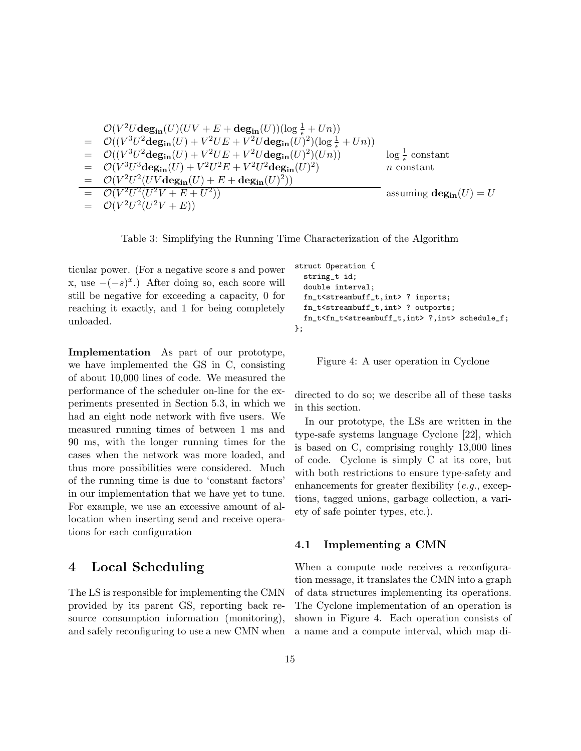$$
\begin{array}{lll}
 & \mathcal{O}(V^2 U \mathbf{deg_{in}}(U)(UV + E + \mathbf{deg_{in}}(U))(\log \frac{1}{\epsilon} + Un)) & \\
= & \mathcal{O}((V^3 U^2 \mathbf{deg_{in}}(U) + V^2 UE + V^2 U \mathbf{deg_{in}}(U)^2)(\log \frac{1}{\epsilon} + Un)) & \\
= & \mathcal{O}((V^3 U^2 \mathbf{deg_{in}}(U) + V^2 UE + V^2 U \mathbf{deg_{in}}(U)^2)(Un)) & \log \frac{1}{\epsilon} \text{ constant} \\
= & \mathcal{O}(V^3 U^3 \mathbf{deg_{in}}(U) + V^2 U^2 E + V^2 U^2 \mathbf{deg_{in}}(U)^2) & n \text{ constant} \\
= & \mathcal{O}(V^2 U^2 (UV \mathbf{deg_{in}}(U) + E + \mathbf{deg_{in}}(U)^2)) & \\
\hline
= & \mathcal{O}(V^2 U^2 (U^2 V + E + U^2)) & \text{assuming } \mathbf{deg_{in}}(U) = U \\
= & \mathcal{O}(V^2 U^2 (U^2 V + E)) &
\end{array}
$$

Table 3: Simplifying the Running Time Characterization of the Algorithm

ticular power. (For a negative score s and power x, use $-(-s)^x$.) After doing so, each score will still be negative for exceeding a capacity, 0 for reaching it exactly, and 1 for being completely unloaded.

**Implementation** As part of our prototype, we have implemented the GS in C, consisting of about 10,000 lines of code. We measured the performance of the scheduler on-line for the experiments presented in Section 5.3, in which we had an eight node network with five users. We measured running times of between 1 ms and 90 ms, with the longer running times for the cases when the network was more loaded, and thus more possibilities were considered. Much of the running time is due to 'constant factors' in our implementation that we have yet to tune. For example, we use an excessive amount of allocation when inserting send and receive operations for each configuration

# 4 Local Scheduling

The LS is responsible for implementing the CMN provided by its parent GS, reporting back resource consumption information (monitoring), and safely reconfiguring to use a new CMN when directed to do so; we describe all of these tasks in this section.

In our prototype, the LSs are written in the type-safe systems language Cyclone [22], which is based on C, comprising roughly 13,000 lines of code. Cyclone is simply C at its core, but with both restrictions to ensure type-safety and enhancements for greater flexibility (*e.g.*, exceptions, tagged unions, garbage collection, a variety of safe pointer types, etc.).

```
struct Operation {
  string_t id;
  double interval;
  fn_t<streambuff_t,int> ? inports;
  fn_t<streambuff_t,int> ? outports;
  fn_t<fn_t<streambuff_t,int> ?,int> schedule_f;
};
```

Figure 4: A user operation in Cyclone

## 4.1 Implementing a CMN

When a compute node receives a reconfiguration message, it translates the CMN into a graph of data structures implementing its operations. The Cyclone implementation of an operation is shown in Figure 4. Each operation consists of a name and a compute interval, which map di-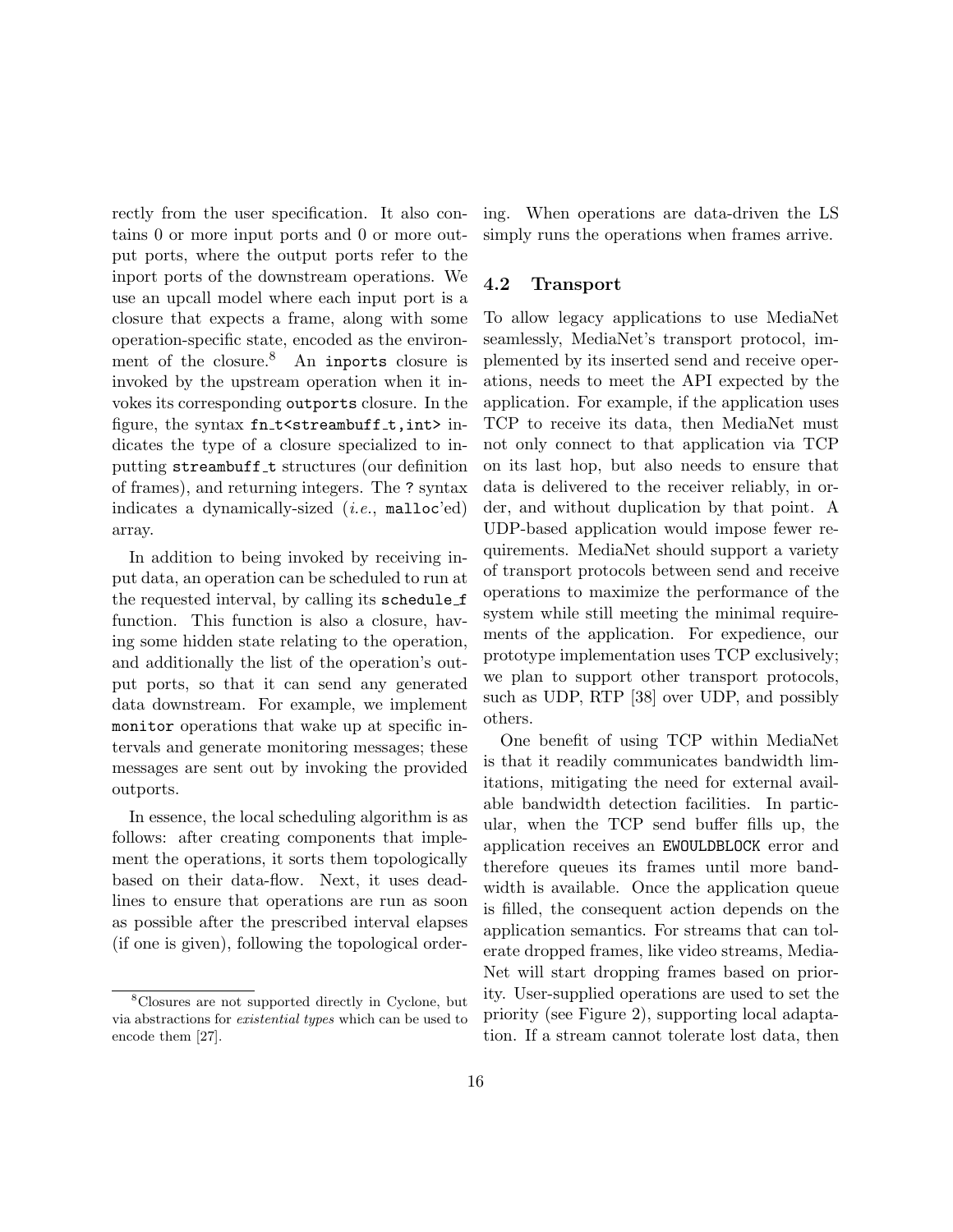rectly from the user specification. It also contains 0 or more input ports and 0 or more output ports, where the output ports refer to the inport ports of the downstream operations. We use an upcall model where each input port is a closure that expects a frame, along with some operation-specific state, encoded as the environment of the closure.[8] An `inports` closure is invoked by the upstream operation when it invokes its corresponding `outports` closure. In the figure, the syntax `fn_t<streambuff_t,int>` indicates the type of a closure specialized to inputting `streambuff_t` structures (our definition of frames), and returning integers. The `?` syntax indicates a dynamically-sized (*i.e.*, `malloc`'ed) array.

In addition to being invoked by receiving input data, an operation can be scheduled to run at the requested interval, by calling its `schedule_f` function. This function is also a closure, having some hidden state relating to the operation, and additionally the list of the operation's output ports, so that it can send any generated data downstream. For example, we implement `monitor` operations that wake up at specific intervals and generate monitoring messages; these messages are sent out by invoking the provided outports.

In essence, the local scheduling algorithm is as follows: after creating components that implement the operations, it sorts them topologically based on their data-flow. Next, it uses deadlines to ensure that operations are run as soon as possible after the prescribed interval elapses (if one is given), following the topological ordering. When operations are data-driven the LS simply runs the operations when frames arrive.

### 4.2 Transport

To allow legacy applications to use MediaNet seamlessly, MediaNet's transport protocol, implemented by its inserted send and receive operations, needs to meet the API expected by the application. For example, if the application uses TCP to receive its data, then MediaNet must not only connect to that application via TCP on its last hop, but also needs to ensure that data is delivered to the receiver reliably, in order, and without duplication by that point. A UDP-based application would impose fewer requirements. MediaNet should support a variety of transport protocols between send and receive operations to maximize the performance of the system while still meeting the minimal requirements of the application. For expedience, our prototype implementation uses TCP exclusively; we plan to support other transport protocols, such as UDP, RTP [38] over UDP, and possibly others.

One benefit of using TCP within MediaNet is that it readily communicates bandwidth limitations, mitigating the need for external available bandwidth detection facilities. In particular, when the TCP send buffer fills up, the application receives an `EWOULDBLOCK` error and therefore queues its frames until more bandwidth is available. Once the application queue is filled, the consequent action depends on the application semantics. For streams that can tolerate dropped frames, like video streams, MediaNet will start dropping frames based on priority. User-supplied operations are used to set the priority (see Figure 2), supporting local adaptation. If a stream cannot tolerate lost data, then

[8] Closures are not supported directly in Cyclone, but via abstractions for *existential types* which can be used to encode them [27].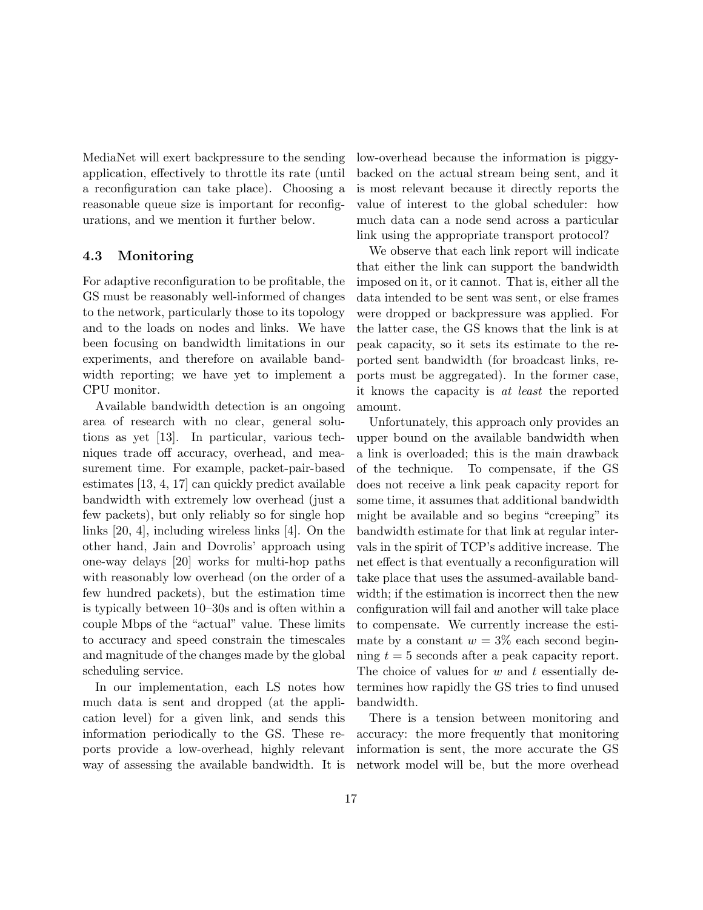MediaNet will exert backpressure to the sending application, effectively to throttle its rate (until a reconfiguration can take place). Choosing a reasonable queue size is important for reconfigurations, and we mention it further below.

### 4.3 Monitoring

For adaptive reconfiguration to be profitable, the GS must be reasonably well-informed of changes to the network, particularly those to its topology and to the loads on nodes and links. We have been focusing on bandwidth limitations in our experiments, and therefore on available bandwidth reporting; we have yet to implement a CPU monitor.

Available bandwidth detection is an ongoing area of research with no clear, general solutions as yet [13]. In particular, various techniques trade off accuracy, overhead, and measurement time. For example, packet-pair-based estimates [13, 4, 17] can quickly predict available bandwidth with extremely low overhead (just a few packets), but only reliably so for single hop links [20, 4], including wireless links [4]. On the other hand, Jain and Dovrolis' approach using one-way delays [20] works for multi-hop paths with reasonably low overhead (on the order of a few hundred packets), but the estimation time is typically between 10–30s and is often within a couple Mbps of the "actual" value. These limits to accuracy and speed constrain the timescales and magnitude of the changes made by the global scheduling service.

In our implementation, each LS notes how much data is sent and dropped (at the application level) for a given link, and sends this information periodically to the GS. These reports provide a low-overhead, highly relevant way of assessing the available bandwidth. It is low-overhead because the information is piggybacked on the actual stream being sent, and it is most relevant because it directly reports the value of interest to the global scheduler: how much data can a node send across a particular link using the appropriate transport protocol?

We observe that each link report will indicate that either the link can support the bandwidth imposed on it, or it cannot. That is, either all the data intended to be sent was sent, or else frames were dropped or backpressure was applied. For the latter case, the GS knows that the link is at peak capacity, so it sets its estimate to the reported sent bandwidth (for broadcast links, reports must be aggregated). In the former case, it knows the capacity is *at least* the reported amount.

Unfortunately, this approach only provides an upper bound on the available bandwidth when a link is overloaded; this is the main drawback of the technique. To compensate, if the GS does not receive a link peak capacity report for some time, it assumes that additional bandwidth might be available and so begins "creeping" its bandwidth estimate for that link at regular intervals in the spirit of TCP's additive increase. The net effect is that eventually a reconfiguration will take place that uses the assumed-available bandwidth; if the estimation is incorrect then the new configuration will fail and another will take place to compensate. We currently increase the estimate by a constant $w = 3\%$ each second beginning $t = 5$ seconds after a peak capacity report. The choice of values for $w$ and $t$ essentially determines how rapidly the GS tries to find unused bandwidth.

There is a tension between monitoring and accuracy: the more frequently that monitoring information is sent, the more accurate the GS network model will be, but the more overhead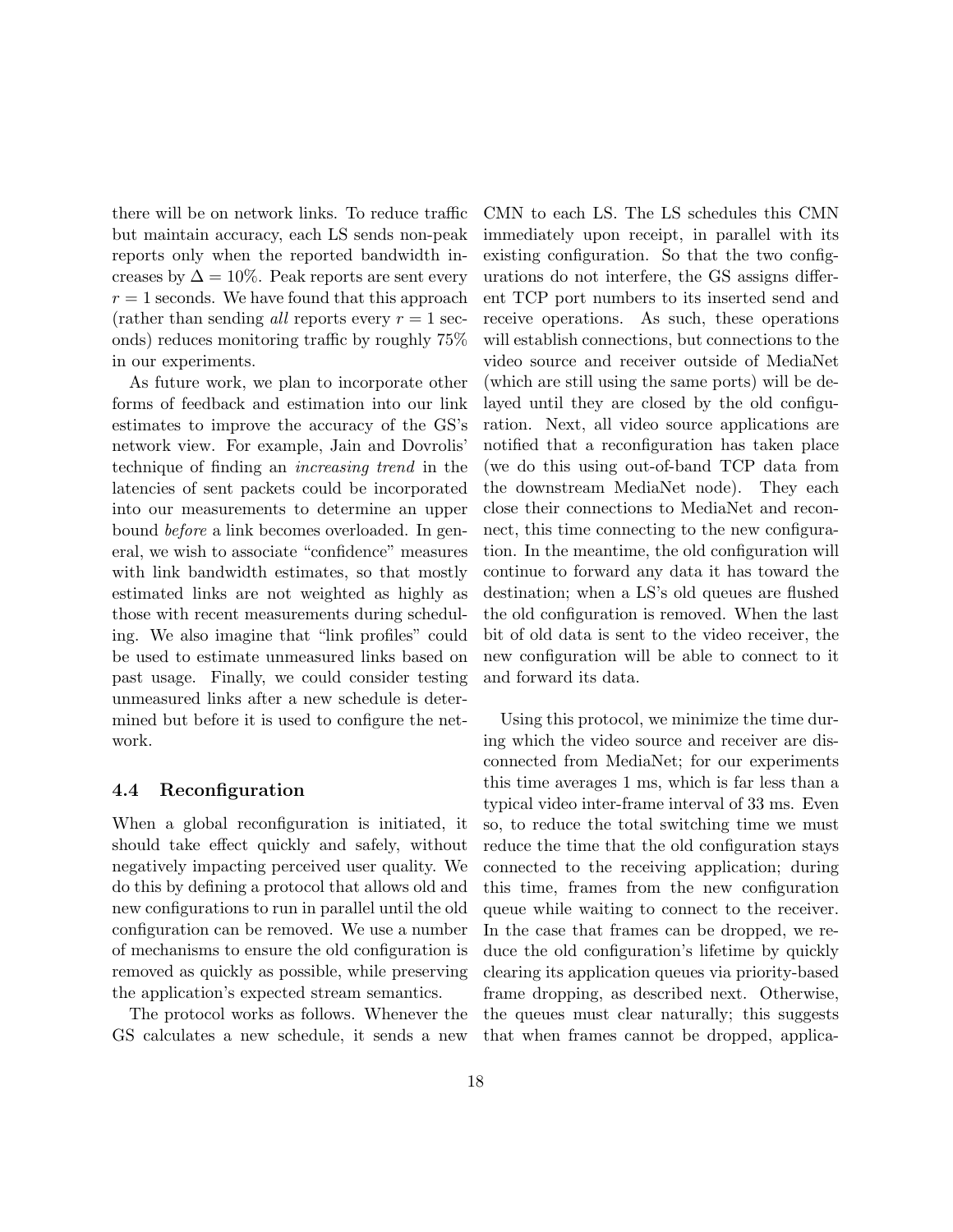there will be on network links. To reduce traffic but maintain accuracy, each LS sends non-peak reports only when the reported bandwidth increases by $\Delta = 10\%$. Peak reports are sent every $r = 1$ seconds. We have found that this approach (rather than sending *all* reports every $r = 1$ seconds) reduces monitoring traffic by roughly 75% in our experiments.

As future work, we plan to incorporate other forms of feedback and estimation into our link estimates to improve the accuracy of the GS's network view. For example, Jain and Dovrolis' technique of finding an *increasing trend* in the latencies of sent packets could be incorporated into our measurements to determine an upper bound *before* a link becomes overloaded. In general, we wish to associate "confidence" measures with link bandwidth estimates, so that mostly estimated links are not weighted as highly as those with recent measurements during scheduling. We also imagine that "link profiles" could be used to estimate unmeasured links based on past usage. Finally, we could consider testing unmeasured links after a new schedule is determined but before it is used to configure the network.

### 4.4 Reconfiguration

When a global reconfiguration is initiated, it should take effect quickly and safely, without negatively impacting perceived user quality. We do this by defining a protocol that allows old and new configurations to run in parallel until the old configuration can be removed. We use a number of mechanisms to ensure the old configuration is removed as quickly as possible, while preserving the application's expected stream semantics.

The protocol works as follows. Whenever the GS calculates a new schedule, it sends a new CMN to each LS. The LS schedules this CMN immediately upon receipt, in parallel with its existing configuration. So that the two configurations do not interfere, the GS assigns different TCP port numbers to its inserted send and receive operations. As such, these operations will establish connections, but connections to the video source and receiver outside of MediaNet (which are still using the same ports) will be delayed until they are closed by the old configuration. Next, all video source applications are notified that a reconfiguration has taken place (we do this using out-of-band TCP data from the downstream MediaNet node). They each close their connections to MediaNet and reconnect, this time connecting to the new configuration. In the meantime, the old configuration will continue to forward any data it has toward the destination; when a LS's old queues are flushed the old configuration is removed. When the last bit of old data is sent to the video receiver, the new configuration will be able to connect to it and forward its data.

Using this protocol, we minimize the time during which the video source and receiver are disconnected from MediaNet; for our experiments this time averages 1 ms, which is far less than a typical video inter-frame interval of 33 ms. Even so, to reduce the total switching time we must reduce the time that the old configuration stays connected to the receiving application; during this time, frames from the new configuration queue while waiting to connect to the receiver. In the case that frames can be dropped, we reduce the old configuration's lifetime by quickly clearing its application queues via priority-based frame dropping, as described next. Otherwise, the queues must clear naturally; this suggests that when frames cannot be dropped, applica-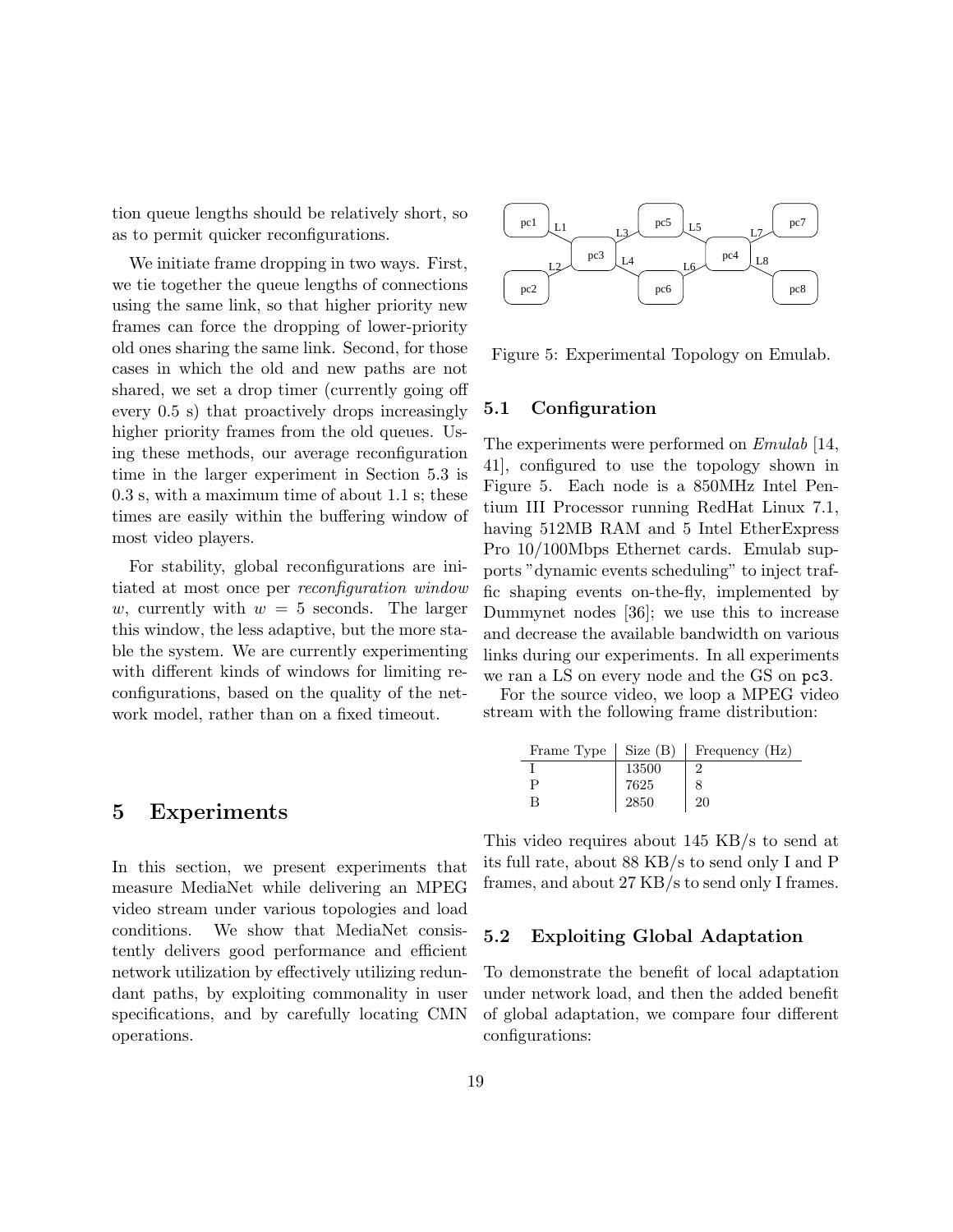tion queue lengths should be relatively short, so as to permit quicker reconfigurations.

We initiate frame dropping in two ways. First, we tie together the queue lengths of connections using the same link, so that higher priority new frames can force the dropping of lower-priority old ones sharing the same link. Second, for those cases in which the old and new paths are not shared, we set a drop timer (currently going off every 0.5 s) that proactively drops increasingly higher priority frames from the old queues. Using these methods, our average reconfiguration time in the larger experiment in Section 5.3 is 0.3 s, with a maximum time of about 1.1 s; these times are easily within the buffering window of most video players.

For stability, global reconfigurations are initiated at most once per *reconfiguration window* $w$, currently with $w = 5$ seconds. The larger this window, the less adaptive, but the more stable the system. We are currently experimenting with different kinds of windows for limiting reconfigurations, based on the quality of the network model, rather than on a fixed timeout.

# 5 Experiments

In this section, we present experiments that measure MediaNet while delivering an MPEG video stream under various topologies and load conditions. We show that MediaNet consistently delivers good performance and efficient network utilization by effectively utilizing redundant paths, by exploiting commonality in user specifications, and by carefully locating CMN operations.

Figure 5: Experimental Topology on Emulab.

## 5.1 Configuration

The experiments were performed on *Emulab* [14, 41], configured to use the topology shown in Figure 5. Each node is a 850MHz Intel Pentium III Processor running RedHat Linux 7.1, having 512MB RAM and 5 Intel EtherExpress Pro 10/100Mbps Ethernet cards. Emulab supports "dynamic events scheduling" to inject traffic shaping events on-the-fly, implemented by Dummynet nodes [36]; we use this to increase and decrease the available bandwidth on various links during our experiments. In all experiments we ran a LS on every node and the GS on `pc3`.

For the source video, we loop a MPEG video stream with the following frame distribution:

| Frame Type | Size (B) | Frequency (Hz) |
|---|---|---|
| I | 13500 | 2 |
| P | 7625 | 8 |
| B | 2850 | 20 |

This video requires about 145 KB/s to send at its full rate, about 88 KB/s to send only I and P frames, and about 27 KB/s to send only I frames.

## 5.2 Exploiting Global Adaptation

To demonstrate the benefit of local adaptation under network load, and then the added benefit of global adaptation, we compare four different configurations: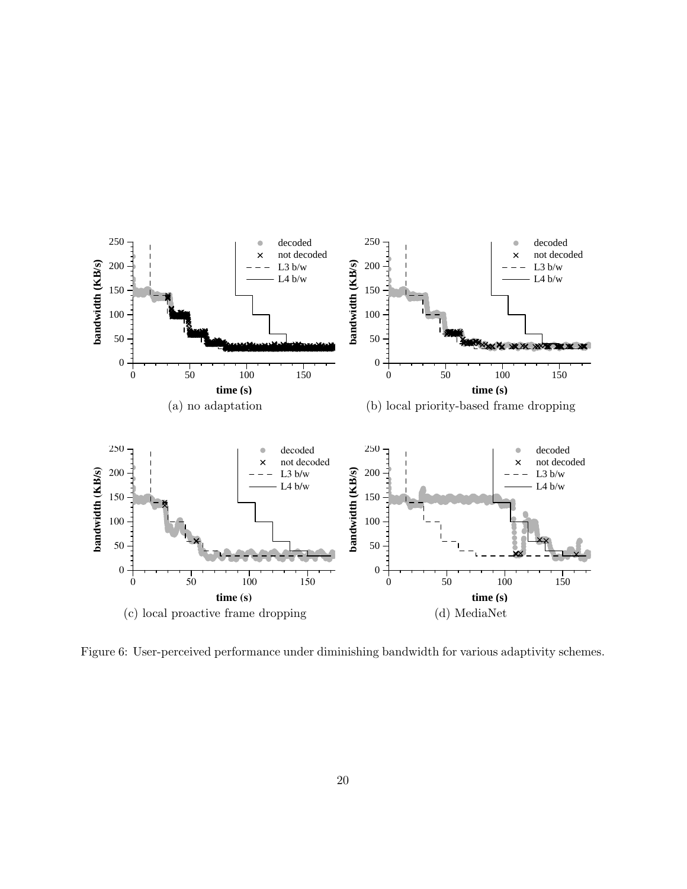Figure 6: User-perceived performance under diminishing bandwidth for various adaptivity schemes.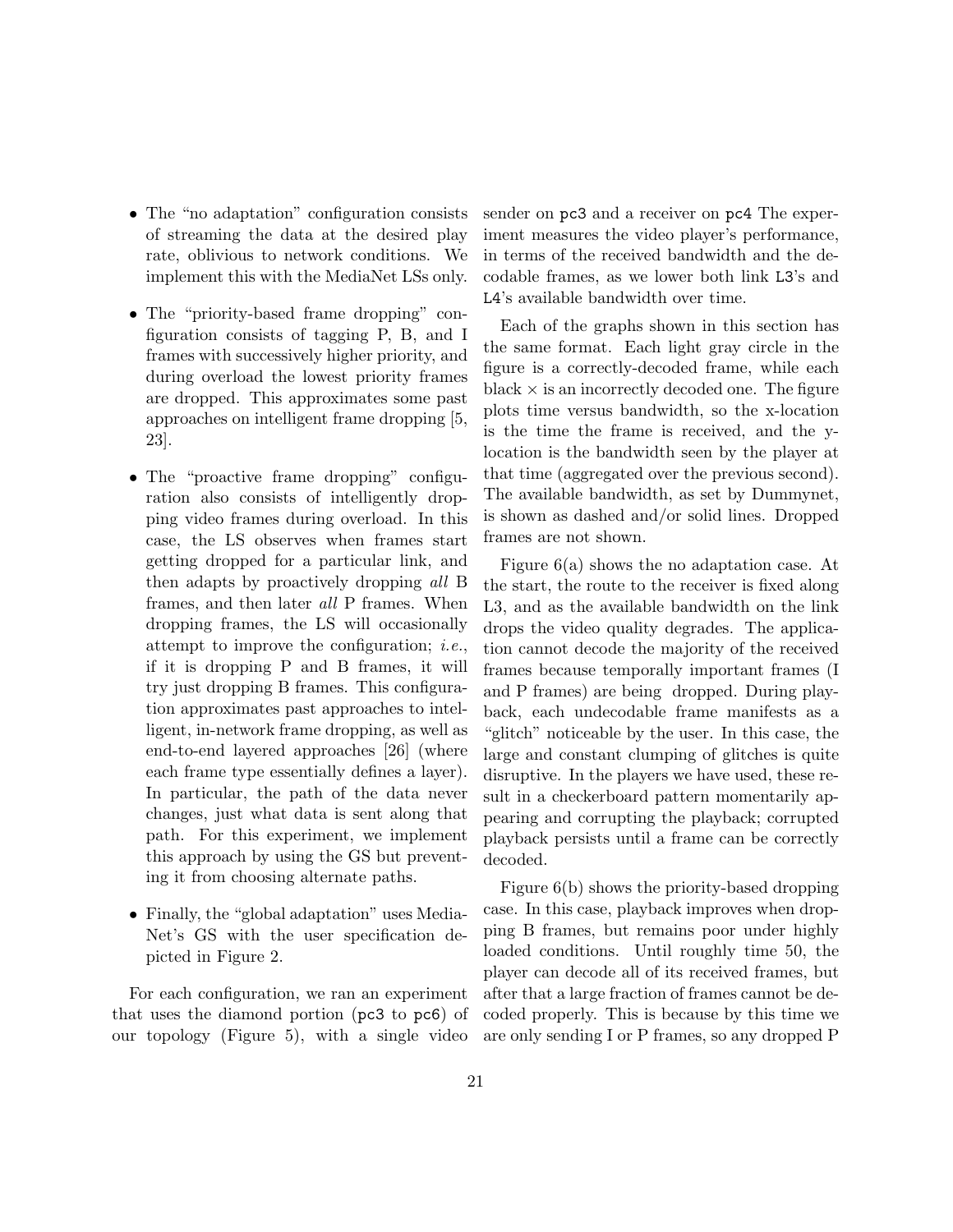- The "no adaptation" configuration consists of streaming the data at the desired play rate, oblivious to network conditions. We implement this with the MediaNet LSs only.

- The "priority-based frame dropping" configuration consists of tagging P, B, and I frames with successively higher priority, and during overload the lowest priority frames are dropped. This approximates some past approaches on intelligent frame dropping [5, 23].

- The "proactive frame dropping" configuration also consists of intelligently dropping video frames during overload. In this case, the LS observes when frames start getting dropped for a particular link, and then adapts by proactively dropping *all* B frames, and then later *all* P frames. When dropping frames, the LS will occasionally attempt to improve the configuration; *i.e.*, if it is dropping P and B frames, it will try just dropping B frames. This configuration approximates past approaches to intelligent, in-network frame dropping, as well as end-to-end layered approaches [26] (where each frame type essentially defines a layer). In particular, the path of the data never changes, just what data is sent along that path. For this experiment, we implement this approach by using the GS but preventing it from choosing alternate paths.

- Finally, the "global adaptation" uses MediaNet's GS with the user specification depicted in Figure 2.

For each configuration, we ran an experiment that uses the diamond portion (`pc3` to `pc6`) of our topology (Figure 5), with a single video sender on `pc3` and a receiver on `pc4` The experiment measures the video player's performance, in terms of the received bandwidth and the decodable frames, as we lower both link `L3`'s and `L4`'s available bandwidth over time.

Each of the graphs shown in this section has the same format. Each light gray circle in the figure is a correctly-decoded frame, while each black × is an incorrectly decoded one. The figure plots time versus bandwidth, so the x-location is the time the frame is received, and the y-location is the bandwidth seen by the player at that time (aggregated over the previous second). The available bandwidth, as set by Dummynet, is shown as dashed and/or solid lines. Dropped frames are not shown.

Figure 6(a) shows the no adaptation case. At the start, the route to the receiver is fixed along L3, and as the available bandwidth on the link drops the video quality degrades. The application cannot decode the majority of the received frames because temporally important frames (I and P frames) are being dropped. During playback, each undecodable frame manifests as a "glitch" noticeable by the user. In this case, the large and constant clumping of glitches is quite disruptive. In the players we have used, these result in a checkerboard pattern momentarily appearing and corrupting the playback; corrupted playback persists until a frame can be correctly decoded.

Figure 6(b) shows the priority-based dropping case. In this case, playback improves when dropping B frames, but remains poor under highly loaded conditions. Until roughly time 50, the player can decode all of its received frames, but after that a large fraction of frames cannot be decoded properly. This is because by this time we are only sending I or P frames, so any dropped P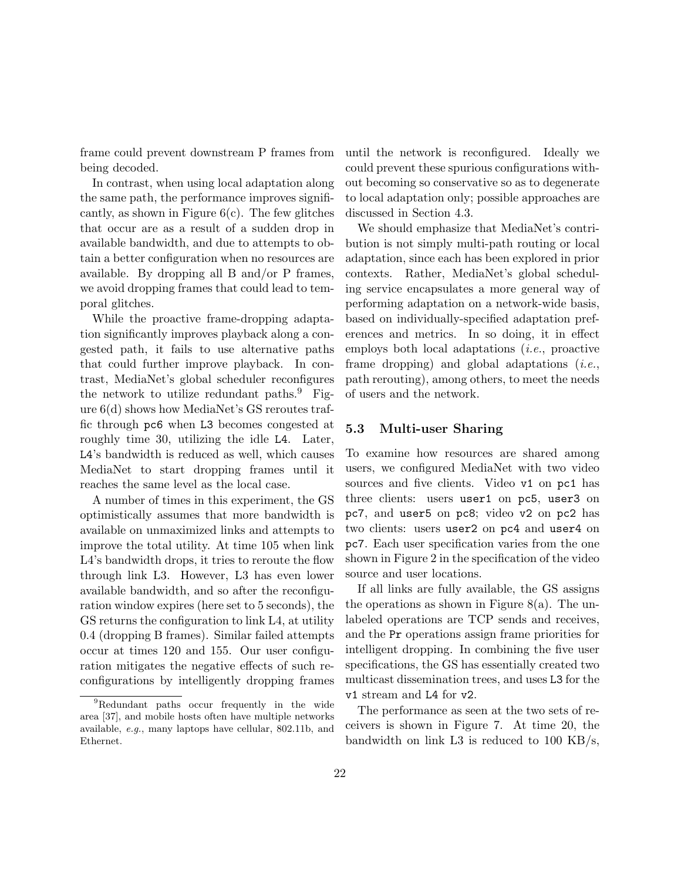frame could prevent downstream P frames from being decoded.

In contrast, when using local adaptation along the same path, the performance improves significantly, as shown in Figure 6(c). The few glitches that occur are as a result of a sudden drop in available bandwidth, and due to attempts to obtain a better configuration when no resources are available. By dropping all B and/or P frames, we avoid dropping frames that could lead to temporal glitches.

While the proactive frame-dropping adaptation significantly improves playback along a congested path, it fails to use alternative paths that could further improve playback. In contrast, MediaNet's global scheduler reconfigures the network to utilize redundant paths.[9] Figure 6(d) shows how MediaNet's GS reroutes traffic through `pc6` when `L3` becomes congested at roughly time 30, utilizing the idle `L4`. Later, `L4`'s bandwidth is reduced as well, which causes MediaNet to start dropping frames until it reaches the same level as the local case.

A number of times in this experiment, the GS optimistically assumes that more bandwidth is available on unmaximized links and attempts to improve the total utility. At time 105 when link L4's bandwidth drops, it tries to reroute the flow through link L3. However, L3 has even lower available bandwidth, and so after the reconfiguration window expires (here set to 5 seconds), the GS returns the configuration to link L4, at utility 0.4 (dropping B frames). Similar failed attempts occur at times 120 and 155. Our user configuration mitigates the negative effects of such reconfigurations by intelligently dropping frames until the network is reconfigured. Ideally we could prevent these spurious configurations without becoming so conservative so as to degenerate to local adaptation only; possible approaches are discussed in Section 4.3.

We should emphasize that MediaNet's contribution is not simply multi-path routing or local adaptation, since each has been explored in prior contexts. Rather, MediaNet's global scheduling service encapsulates a more general way of performing adaptation on a network-wide basis, based on individually-specified adaptation preferences and metrics. In so doing, it in effect employs both local adaptations (*i.e.*, proactive frame dropping) and global adaptations (*i.e.*, path rerouting), among others, to meet the needs of users and the network.

### 5.3 Multi-user Sharing

To examine how resources are shared among users, we configured MediaNet with two video sources and five clients. Video `v1` on `pc1` has three clients: users `user1` on `pc5`, `user3` on `pc7`, and `user5` on `pc8`; video `v2` on `pc2` has two clients: users `user2` on `pc4` and `user4` on `pc7`. Each user specification varies from the one shown in Figure 2 in the specification of the video source and user locations.

If all links are fully available, the GS assigns the operations as shown in Figure 8(a). The unlabeled operations are TCP sends and receives, and the `Pr` operations assign frame priorities for intelligent dropping. In combining the five user specifications, the GS has essentially created two multicast dissemination trees, and uses `L3` for the `v1` stream and `L4` for `v2`.

The performance as seen at the two sets of receivers is shown in Figure 7. At time 20, the bandwidth on link L3 is reduced to 100 KB/s,

[9] Redundant paths occur frequently in the wide area [37], and mobile hosts often have multiple networks available, *e.g.*, many laptops have cellular, 802.11b, and Ethernet.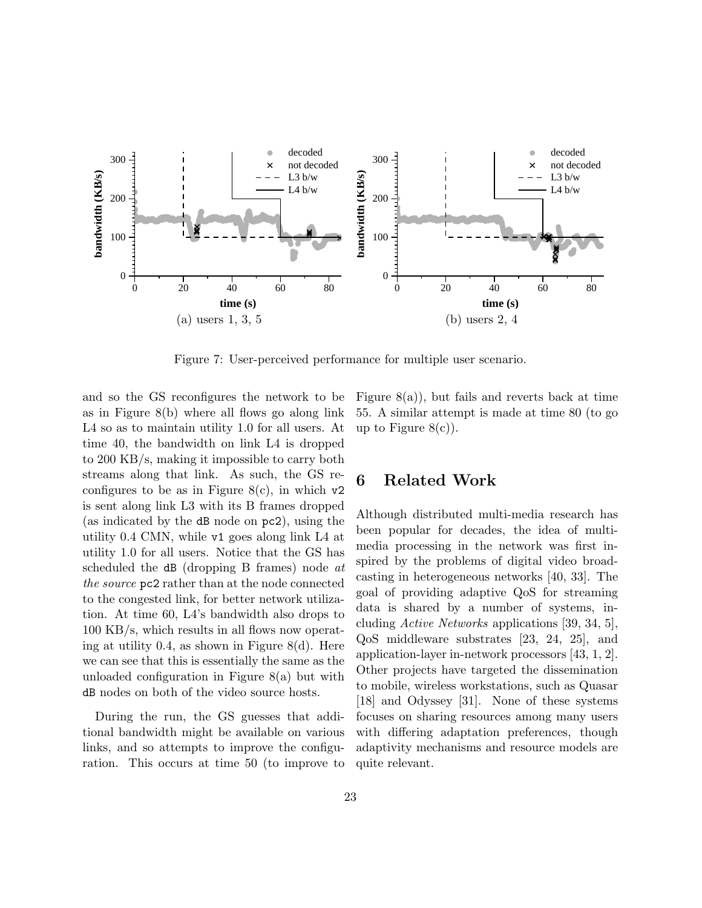Figure 7: User-perceived performance for multiple user scenario.

(a) users 1, 3, 5

(b) users 2, 4

and so the GS reconfigures the network to be as in Figure 8(b) where all flows go along link L4 so as to maintain utility 1.0 for all users. At time 40, the bandwidth on link L4 is dropped to 200 KB/s, making it impossible to carry both streams along that link. As such, the GS reconfigures to be as in Figure 8(c), in which `v2` is sent along link L3 with its B frames dropped (as indicated by the `dB` node on `pc2`), using the utility 0.4 CMN, while `v1` goes along link L4 at utility 1.0 for all users. Notice that the GS has scheduled the `dB` (dropping B frames) node *at the source* `pc2` rather than at the node connected to the congested link, for better network utilization. At time 60, L4's bandwidth also drops to 100 KB/s, which results in all flows now operating at utility 0.4, as shown in Figure 8(d). Here we can see that this is essentially the same as the unloaded configuration in Figure 8(a) but with `dB` nodes on both of the video source hosts.

During the run, the GS guesses that additional bandwidth might be available on various links, and so attempts to improve the configuration. This occurs at time 50 (to improve to Figure 8(a)), but fails and reverts back at time 55. A similar attempt is made at time 80 (to go up to Figure 8(c)).

## 6 Related Work

Although distributed multi-media research has been popular for decades, the idea of multimedia processing in the network was first inspired by the problems of digital video broadcasting in heterogeneous networks [40, 33]. The goal of providing adaptive QoS for streaming data is shared by a number of systems, including *Active Networks* applications [39, 34, 5], QoS middleware substrates [23, 24, 25], and application-layer in-network processors [43, 1, 2]. Other projects have targeted the dissemination to mobile, wireless workstations, such as Quasar [18] and Odyssey [31]. None of these systems focuses on sharing resources among many users with differing adaptation preferences, though adaptivity mechanisms and resource models are quite relevant.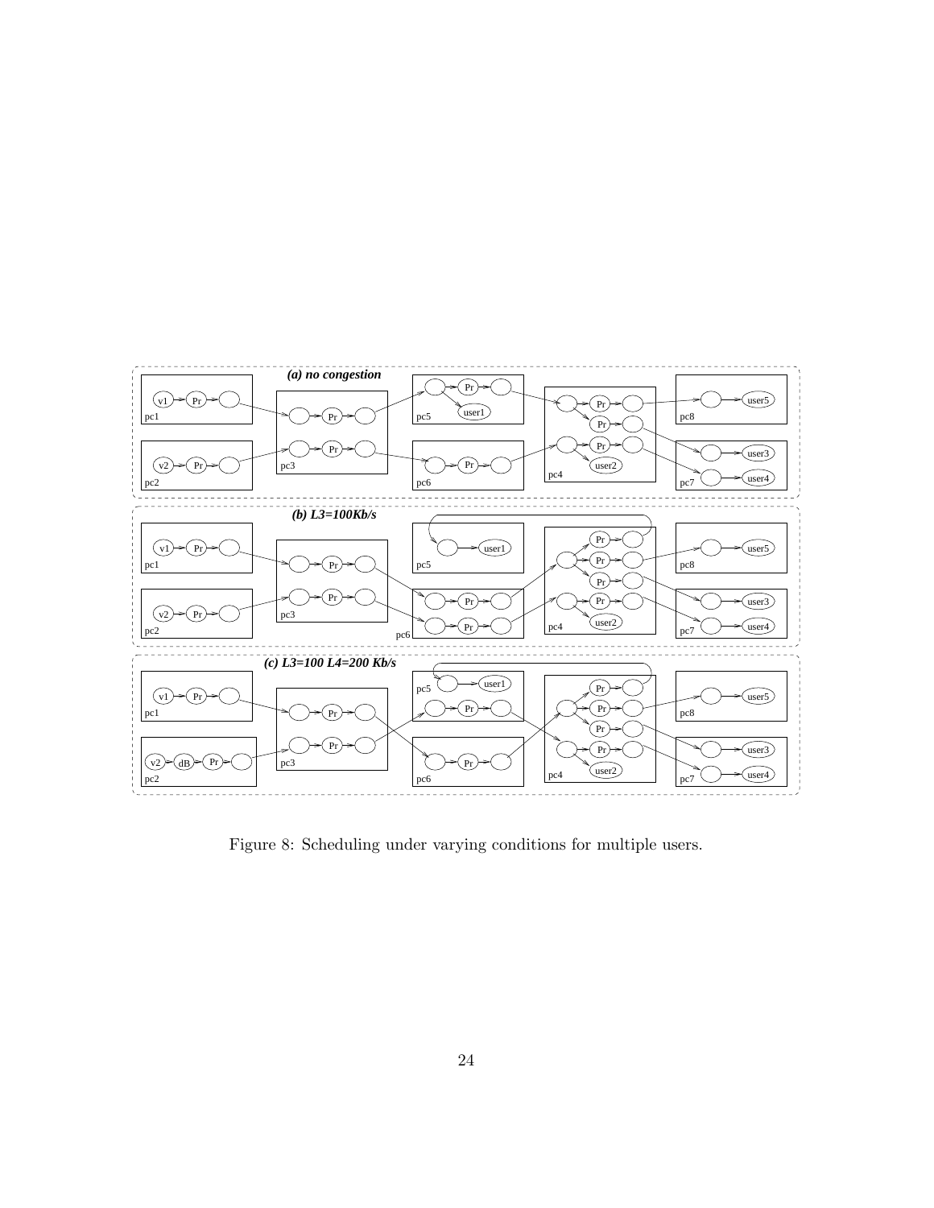Figure 8: Scheduling under varying conditions for multiple users.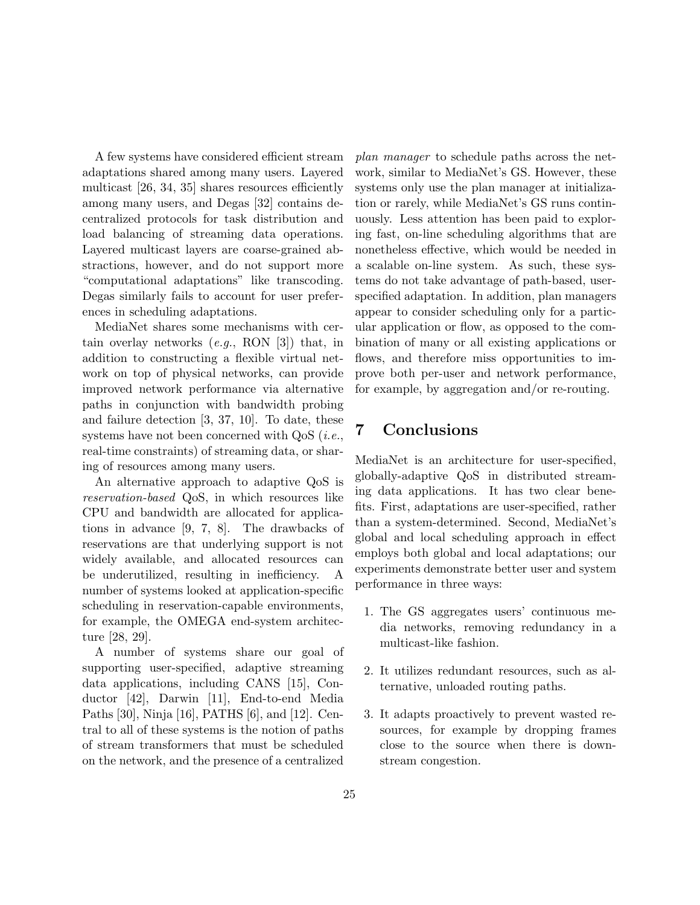A few systems have considered efficient stream adaptations shared among many users. Layered multicast [26, 34, 35] shares resources efficiently among many users, and Degas [32] contains decentralized protocols for task distribution and load balancing of streaming data operations. Layered multicast layers are coarse-grained abstractions, however, and do not support more "computational adaptations" like transcoding. Degas similarly fails to account for user preferences in scheduling adaptations.

MediaNet shares some mechanisms with certain overlay networks (*e.g.*, RON [3]) that, in addition to constructing a flexible virtual network on top of physical networks, can provide improved network performance via alternative paths in conjunction with bandwidth probing and failure detection [3, 37, 10]. To date, these systems have not been concerned with QoS (*i.e.*, real-time constraints) of streaming data, or sharing of resources among many users.

An alternative approach to adaptive QoS is *reservation-based* QoS, in which resources like CPU and bandwidth are allocated for applications in advance [9, 7, 8]. The drawbacks of reservations are that underlying support is not widely available, and allocated resources can be underutilized, resulting in inefficiency. A number of systems looked at application-specific scheduling in reservation-capable environments, for example, the OMEGA end-system architecture [28, 29].

A number of systems share our goal of supporting user-specified, adaptive streaming data applications, including CANS [15], Conductor [42], Darwin [11], End-to-end Media Paths [30], Ninja [16], PATHS [6], and [12]. Central to all of these systems is the notion of paths of stream transformers that must be scheduled on the network, and the presence of a centralized *plan manager* to schedule paths across the network, similar to MediaNet's GS. However, these systems only use the plan manager at initialization or rarely, while MediaNet's GS runs continuously. Less attention has been paid to exploring fast, on-line scheduling algorithms that are nonetheless effective, which would be needed in a scalable on-line system. As such, these systems do not take advantage of path-based, user-specified adaptation. In addition, plan managers appear to consider scheduling only for a particular application or flow, as opposed to the combination of many or all existing applications or flows, and therefore miss opportunities to improve both per-user and network performance, for example, by aggregation and/or re-routing.

# 7 Conclusions

MediaNet is an architecture for user-specified, globally-adaptive QoS in distributed streaming data applications. It has two clear benefits. First, adaptations are user-specified, rather than a system-determined. Second, MediaNet's global and local scheduling approach in effect employs both global and local adaptations; our experiments demonstrate better user and system performance in three ways:

1. The GS aggregates users' continuous media networks, removing redundancy in a multicast-like fashion.

2. It utilizes redundant resources, such as alternative, unloaded routing paths.

3. It adapts proactively to prevent wasted resources, for example by dropping frames close to the source when there is downstream congestion.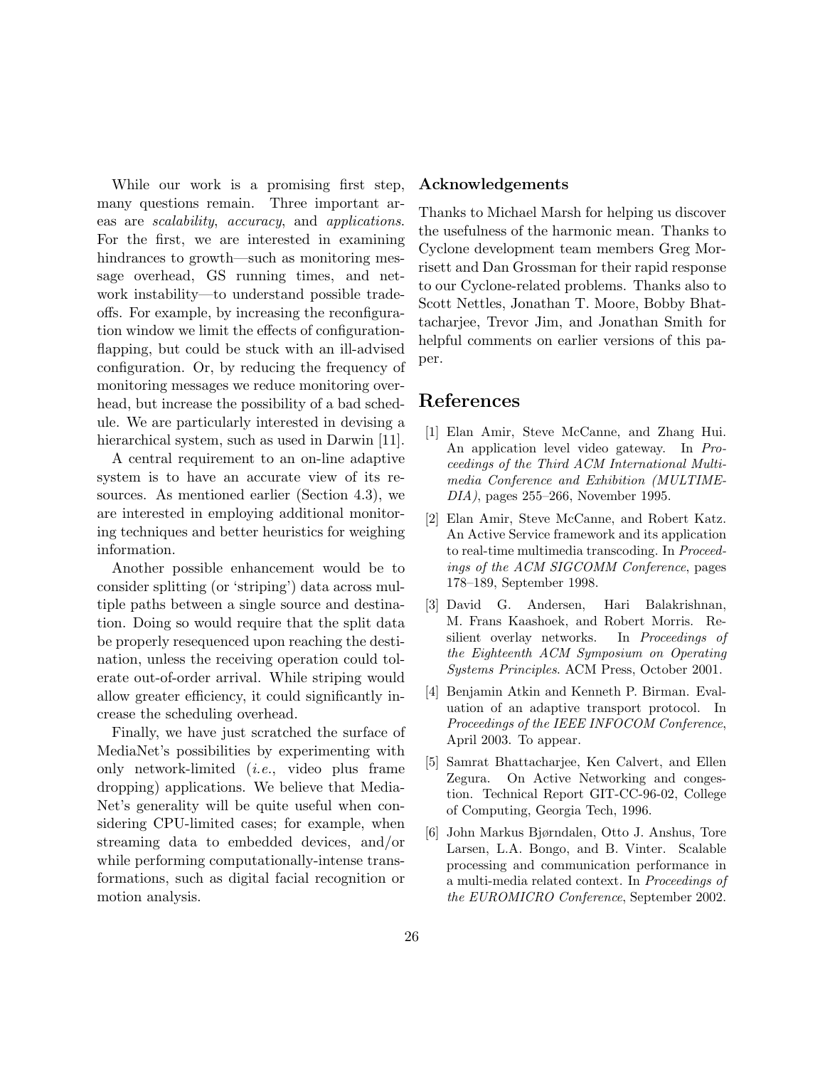While our work is a promising first step, many questions remain. Three important areas are *scalability*, *accuracy*, and *applications*. For the first, we are interested in examining hindrances to growth—such as monitoring message overhead, GS running times, and network instability—to understand possible tradeoffs. For example, by increasing the reconfiguration window we limit the effects of configuration-flapping, but could be stuck with an ill-advised configuration. Or, by reducing the frequency of monitoring messages we reduce monitoring overhead, but increase the possibility of a bad schedule. We are particularly interested in devising a hierarchical system, such as used in Darwin [11].

A central requirement to an on-line adaptive system is to have an accurate view of its resources. As mentioned earlier (Section 4.3), we are interested in employing additional monitoring techniques and better heuristics for weighing information.

Another possible enhancement would be to consider splitting (or 'striping') data across multiple paths between a single source and destination. Doing so would require that the split data be properly resequenced upon reaching the destination, unless the receiving operation could tolerate out-of-order arrival. While striping would allow greater efficiency, it could significantly increase the scheduling overhead.

Finally, we have just scratched the surface of MediaNet's possibilities by experimenting with only network-limited (*i.e.*, video plus frame dropping) applications. We believe that MediaNet's generality will be quite useful when considering CPU-limited cases; for example, when streaming data to embedded devices, and/or while performing computationally-intense transformations, such as digital facial recognition or motion analysis.

### Acknowledgements

Thanks to Michael Marsh for helping us discover the usefulness of the harmonic mean. Thanks to Cyclone development team members Greg Morrisett and Dan Grossman for their rapid response to our Cyclone-related problems. Thanks also to Scott Nettles, Jonathan T. Moore, Bobby Bhattacharjee, Trevor Jim, and Jonathan Smith for helpful comments on earlier versions of this paper.

## References

[1] Elan Amir, Steve McCanne, and Zhang Hui. An application level video gateway. In *Proceedings of the Third ACM International Multimedia Conference and Exhibition (MULTIMEDIA)*, pages 255–266, November 1995.

[2] Elan Amir, Steve McCanne, and Robert Katz. An Active Service framework and its application to real-time multimedia transcoding. In *Proceedings of the ACM SIGCOMM Conference*, pages 178–189, September 1998.

[3] David G. Andersen, Hari Balakrishnan, M. Frans Kaashoek, and Robert Morris. Resilient overlay networks. In *Proceedings of the Eighteenth ACM Symposium on Operating Systems Principles*. ACM Press, October 2001.

[4] Benjamin Atkin and Kenneth P. Birman. Evaluation of an adaptive transport protocol. In *Proceedings of the IEEE INFOCOM Conference*, April 2003. To appear.

[5] Samrat Bhattacharjee, Ken Calvert, and Ellen Zegura. On Active Networking and congestion. Technical Report GIT-CC-96-02, College of Computing, Georgia Tech, 1996.

[6] John Markus Bjørndalen, Otto J. Anshus, Tore Larsen, L.A. Bongo, and B. Vinter. Scalable processing and communication performance in a multi-media related context. In *Proceedings of the EUROMICRO Conference*, September 2002.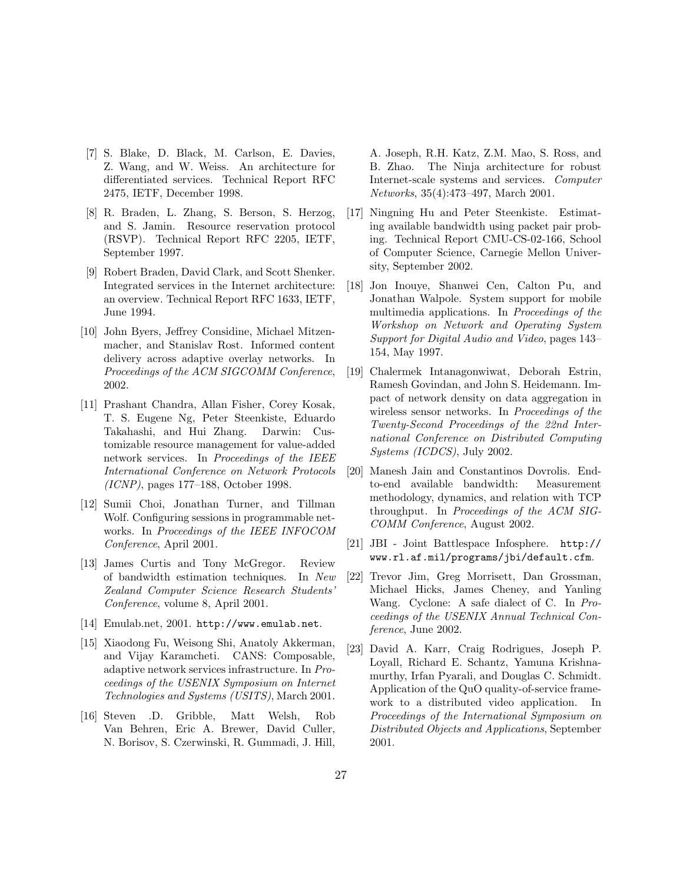[7] S. Blake, D. Black, M. Carlson, E. Davies, Z. Wang, and W. Weiss. An architecture for differentiated services. Technical Report RFC 2475, IETF, December 1998.

[8] R. Braden, L. Zhang, S. Berson, S. Herzog, and S. Jamin. Resource reservation protocol (RSVP). Technical Report RFC 2205, IETF, September 1997.

[9] Robert Braden, David Clark, and Scott Shenker. Integrated services in the Internet architecture: an overview. Technical Report RFC 1633, IETF, June 1994.

[10] John Byers, Jeffrey Considine, Michael Mitzenmacher, and Stanislav Rost. Informed content delivery across adaptive overlay networks. In *Proceedings of the ACM SIGCOMM Conference*, 2002.

[11] Prashant Chandra, Allan Fisher, Corey Kosak, T. S. Eugene Ng, Peter Steenkiste, Eduardo Takahashi, and Hui Zhang. Darwin: Customizable resource management for value-added network services. In *Proceedings of the IEEE International Conference on Network Protocols (ICNP)*, pages 177–188, October 1998.

[12] Sumii Choi, Jonathan Turner, and Tillman Wolf. Configuring sessions in programmable networks. In *Proceedings of the IEEE INFOCOM Conference*, April 2001.

[13] James Curtis and Tony McGregor. Review of bandwidth estimation techniques. In *New Zealand Computer Science Research Students' Conference*, volume 8, April 2001.

[14] Emulab.net, 2001. `http://www.emulab.net`.

[15] Xiaodong Fu, Weisong Shi, Anatoly Akkerman, and Vijay Karamcheti. CANS: Composable, adaptive network services infrastructure. In *Proceedings of the USENIX Symposium on Internet Technologies and Systems (USITS)*, March 2001.

[16] Steven .D. Gribble, Matt Welsh, Rob Van Behren, Eric A. Brewer, David Culler, N. Borisov, S. Czerwinski, R. Gummadi, J. Hill, A. Joseph, R.H. Katz, Z.M. Mao, S. Ross, and B. Zhao. The Ninja architecture for robust Internet-scale systems and services. *Computer Networks*, 35(4):473–497, March 2001.

[17] Ningning Hu and Peter Steenkiste. Estimating available bandwidth using packet pair probing. Technical Report CMU-CS-02-166, School of Computer Science, Carnegie Mellon University, September 2002.

[18] Jon Inouye, Shanwei Cen, Calton Pu, and Jonathan Walpole. System support for mobile multimedia applications. In *Proceedings of the Workshop on Network and Operating System Support for Digital Audio and Video*, pages 143–154, May 1997.

[19] Chalermek Intanagonwiwat, Deborah Estrin, Ramesh Govindan, and John S. Heidemann. Impact of network density on data aggregation in wireless sensor networks. In *Proceedings of the Twenty-Second Proceedings of the 22nd International Conference on Distributed Computing Systems (ICDCS)*, July 2002.

[20] Manesh Jain and Constantinos Dovrolis. End-to-end available bandwidth: Measurement methodology, dynamics, and relation with TCP throughput. In *Proceedings of the ACM SIGCOMM Conference*, August 2002.

[21] JBI - Joint Battlespace Infosphere. `http://www.rl.af.mil/programs/jbi/default.cfm`.

[22] Trevor Jim, Greg Morrisett, Dan Grossman, Michael Hicks, James Cheney, and Yanling Wang. Cyclone: A safe dialect of C. In *Proceedings of the USENIX Annual Technical Conference*, June 2002.

[23] David A. Karr, Craig Rodrigues, Joseph P. Loyall, Richard E. Schantz, Yamuna Krishnamurthy, Irfan Pyarali, and Douglas C. Schmidt. Application of the QuO quality-of-service framework to a distributed video application. In *Proceedings of the International Symposium on Distributed Objects and Applications*, September 2001.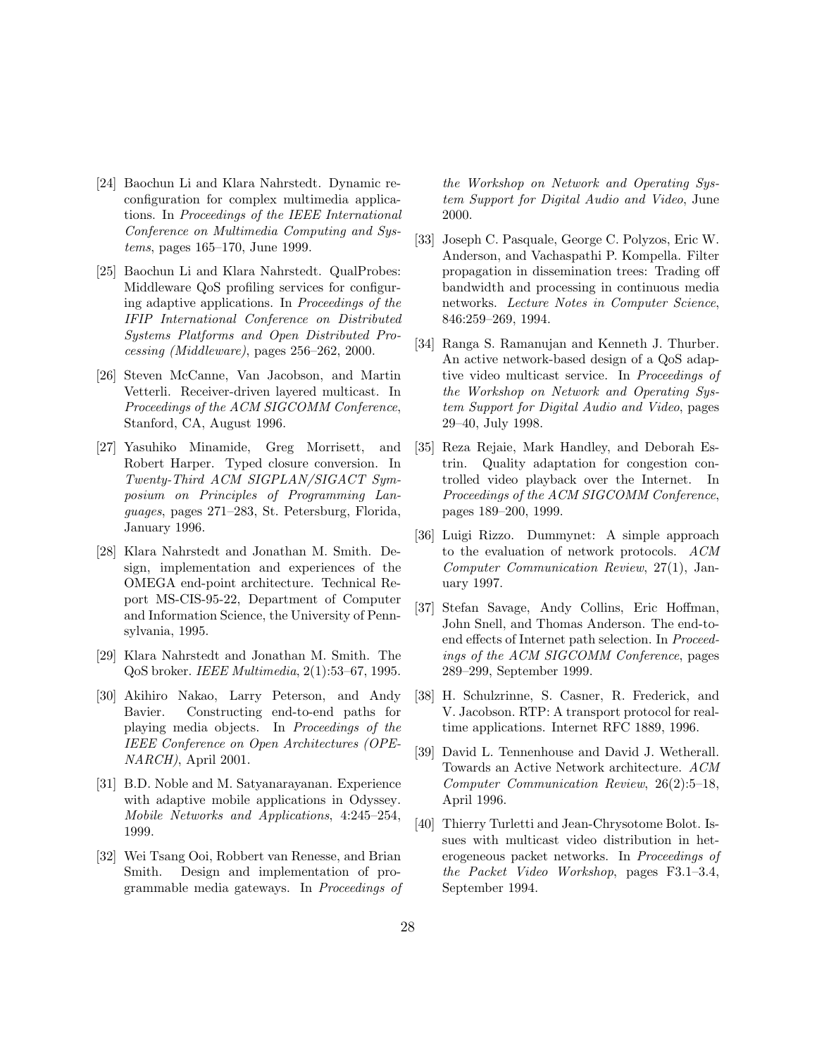[24] Baochun Li and Klara Nahrstedt. Dynamic reconfiguration for complex multimedia applications. In *Proceedings of the IEEE International Conference on Multimedia Computing and Systems*, pages 165–170, June 1999.

[25] Baochun Li and Klara Nahrstedt. QualProbes: Middleware QoS profiling services for configuring adaptive applications. In *Proceedings of the IFIP International Conference on Distributed Systems Platforms and Open Distributed Processing (Middleware)*, pages 256–262, 2000.

[26] Steven McCanne, Van Jacobson, and Martin Vetterli. Receiver-driven layered multicast. In *Proceedings of the ACM SIGCOMM Conference*, Stanford, CA, August 1996.

[27] Yasuhiko Minamide, Greg Morrisett, and Robert Harper. Typed closure conversion. In *Twenty-Third ACM SIGPLAN/SIGACT Symposium on Principles of Programming Languages*, pages 271–283, St. Petersburg, Florida, January 1996.

[28] Klara Nahrstedt and Jonathan M. Smith. Design, implementation and experiences of the OMEGA end-point architecture. Technical Report MS-CIS-95-22, Department of Computer and Information Science, the University of Pennsylvania, 1995.

[29] Klara Nahrstedt and Jonathan M. Smith. The QoS broker. *IEEE Multimedia*, 2(1):53–67, 1995.

[30] Akihiro Nakao, Larry Peterson, and Andy Bavier. Constructing end-to-end paths for playing media objects. In *Proceedings of the IEEE Conference on Open Architectures (OPENARCH)*, April 2001.

[31] B.D. Noble and M. Satyanarayanan. Experience with adaptive mobile applications in Odyssey. *Mobile Networks and Applications*, 4:245–254, 1999.

[32] Wei Tsang Ooi, Robbert van Renesse, and Brian Smith. Design and implementation of programmable media gateways. In *Proceedings of the Workshop on Network and Operating System Support for Digital Audio and Video*, June 2000.

[33] Joseph C. Pasquale, George C. Polyzos, Eric W. Anderson, and Vachaspathi P. Kompella. Filter propagation in dissemination trees: Trading off bandwidth and processing in continuous media networks. *Lecture Notes in Computer Science*, 846:259–269, 1994.

[34] Ranga S. Ramanujan and Kenneth J. Thurber. An active network-based design of a QoS adaptive video multicast service. In *Proceedings of the Workshop on Network and Operating System Support for Digital Audio and Video*, pages 29–40, July 1998.

[35] Reza Rejaie, Mark Handley, and Deborah Estrin. Quality adaptation for congestion controlled video playback over the Internet. In *Proceedings of the ACM SIGCOMM Conference*, pages 189–200, 1999.

[36] Luigi Rizzo. Dummynet: A simple approach to the evaluation of network protocols. *ACM Computer Communication Review*, 27(1), January 1997.

[37] Stefan Savage, Andy Collins, Eric Hoffman, John Snell, and Thomas Anderson. The end-to-end effects of Internet path selection. In *Proceedings of the ACM SIGCOMM Conference*, pages 289–299, September 1999.

[38] H. Schulzrinne, S. Casner, R. Frederick, and V. Jacobson. RTP: A transport protocol for real-time applications. Internet RFC 1889, 1996.

[39] David L. Tennenhouse and David J. Wetherall. Towards an Active Network architecture. *ACM Computer Communication Review*, 26(2):5–18, April 1996.

[40] Thierry Turletti and Jean-Chrysotome Bolot. Issues with multicast video distribution in heterogeneous packet networks. In *Proceedings of the Packet Video Workshop*, pages F3.1–3.4, September 1994.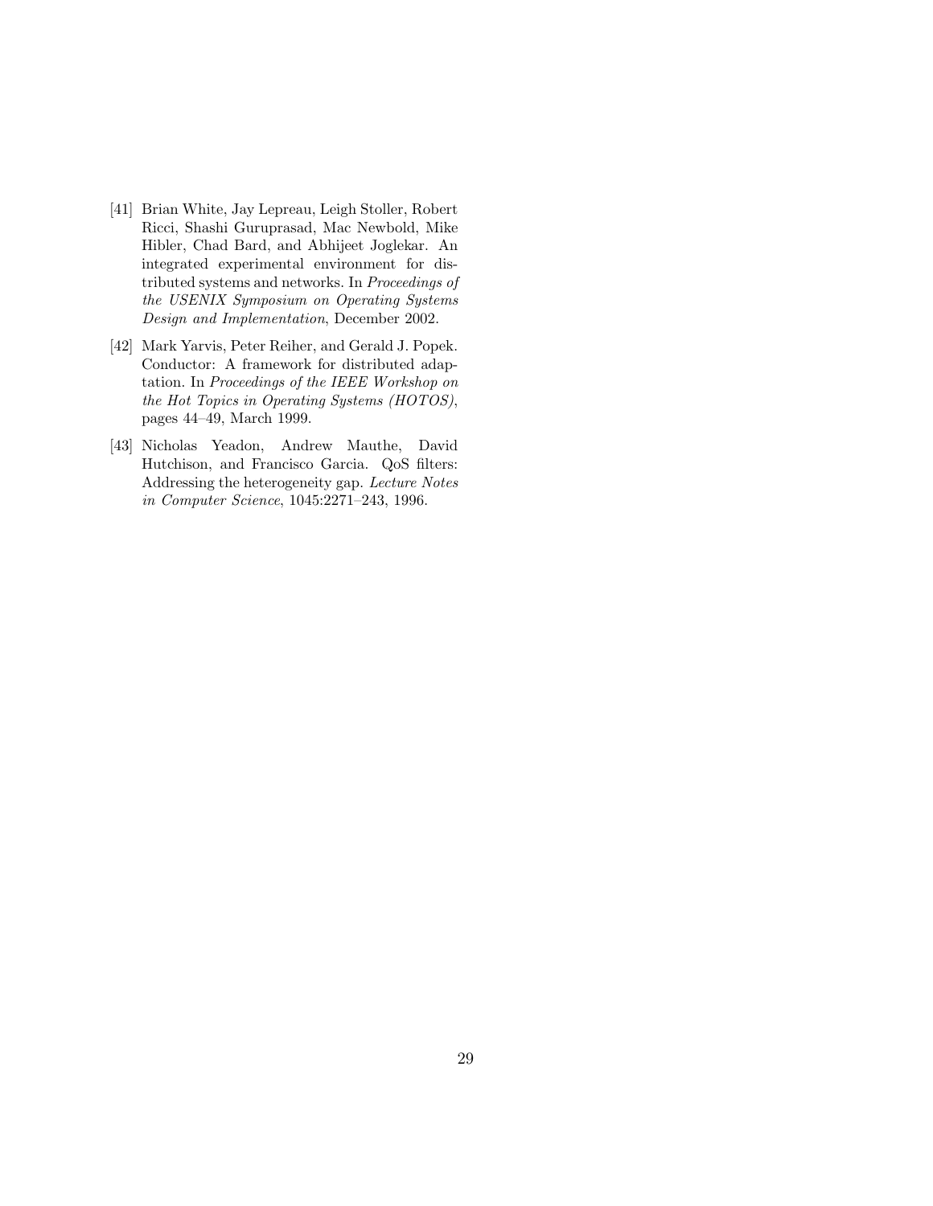[41] Brian White, Jay Lepreau, Leigh Stoller, Robert Ricci, Shashi Guruprasad, Mac Newbold, Mike Hibler, Chad Bard, and Abhijeet Joglekar. An integrated experimental environment for distributed systems and networks. In *Proceedings of the USENIX Symposium on Operating Systems Design and Implementation*, December 2002.

[42] Mark Yarvis, Peter Reiher, and Gerald J. Popek. Conductor: A framework for distributed adaptation. In *Proceedings of the IEEE Workshop on the Hot Topics in Operating Systems (HOTOS)*, pages 44–49, March 1999.

[43] Nicholas Yeadon, Andrew Mauthe, David Hutchison, and Francisco Garcia. QoS filters: Addressing the heterogeneity gap. *Lecture Notes in Computer Science*, 1045:2271–243, 1996.